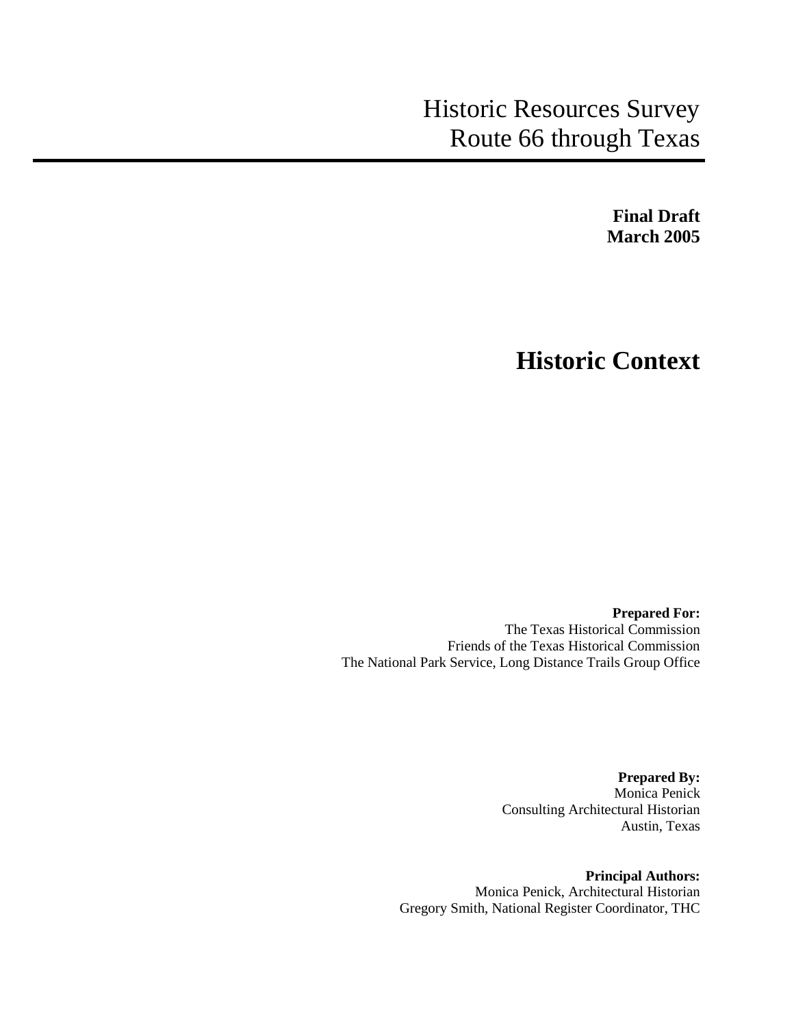# Historic Resources Survey
# Route 66 through Texas

**Final Draft**
**March 2005**

## Historic Context

**Prepared For:**
The Texas Historical Commission
Friends of the Texas Historical Commission
The National Park Service, Long Distance Trails Group Office

**Prepared By:**
Monica Penick
Consulting Architectural Historian
Austin, Texas

**Principal Authors:**
Monica Penick, Architectural Historian
Gregory Smith, National Register Coordinator, THC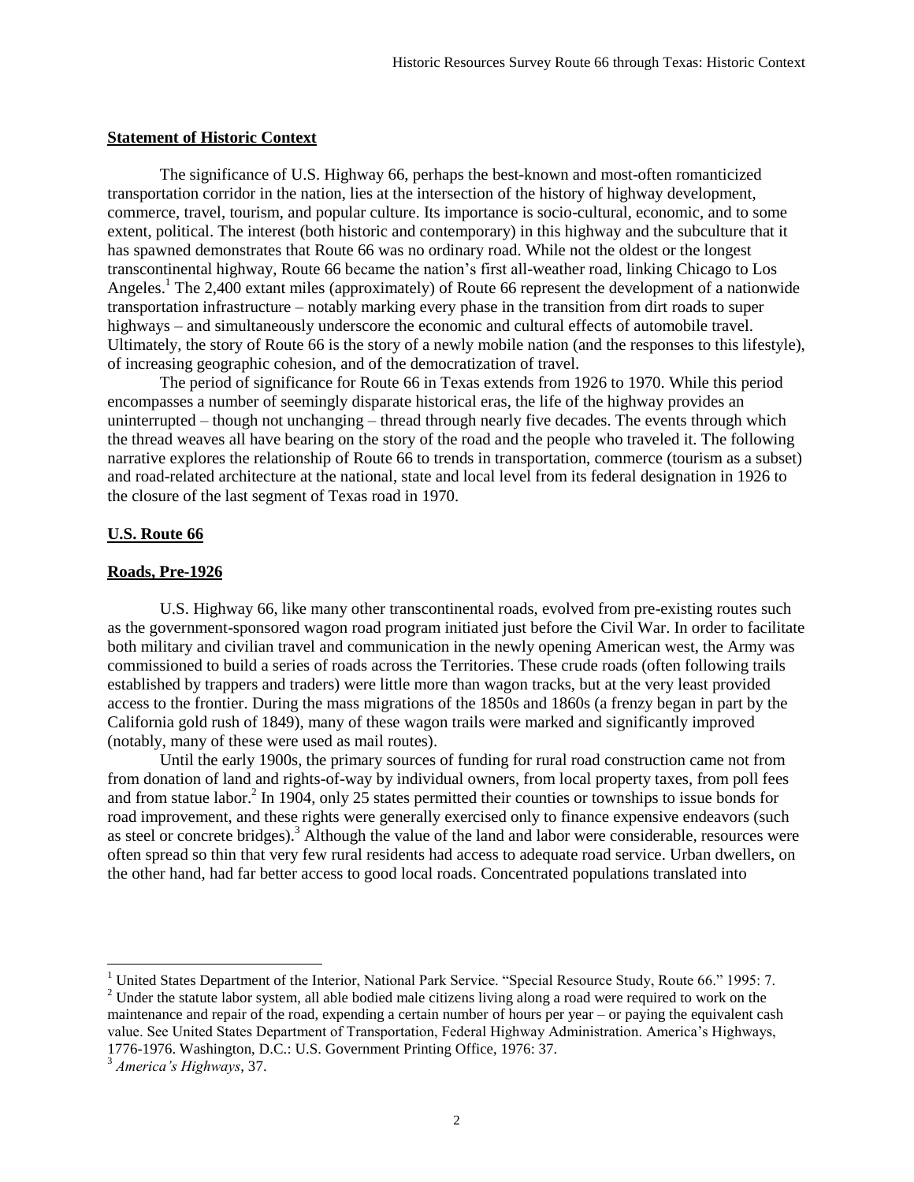## Statement of Historic Context

The significance of U.S. Highway 66, perhaps the best-known and most-often romanticized transportation corridor in the nation, lies at the intersection of the history of highway development, commerce, travel, tourism, and popular culture. Its importance is socio-cultural, economic, and to some extent, political. The interest (both historic and contemporary) in this highway and the subculture that it has spawned demonstrates that Route 66 was no ordinary road. While not the oldest or the longest transcontinental highway, Route 66 became the nation's first all-weather road, linking Chicago to Los Angeles.[1] The 2,400 extant miles (approximately) of Route 66 represent the development of a nationwide transportation infrastructure – notably marking every phase in the transition from dirt roads to super highways – and simultaneously underscore the economic and cultural effects of automobile travel. Ultimately, the story of Route 66 is the story of a newly mobile nation (and the responses to this lifestyle), of increasing geographic cohesion, and of the democratization of travel.

The period of significance for Route 66 in Texas extends from 1926 to 1970. While this period encompasses a number of seemingly disparate historical eras, the life of the highway provides an uninterrupted – though not unchanging – thread through nearly five decades. The events through which the thread weaves all have bearing on the story of the road and the people who traveled it. The following narrative explores the relationship of Route 66 to trends in transportation, commerce (tourism as a subset) and road-related architecture at the national, state and local level from its federal designation in 1926 to the closure of the last segment of Texas road in 1970.

## U.S. Route 66

### Roads, Pre-1926

U.S. Highway 66, like many other transcontinental roads, evolved from pre-existing routes such as the government-sponsored wagon road program initiated just before the Civil War. In order to facilitate both military and civilian travel and communication in the newly opening American west, the Army was commissioned to build a series of roads across the Territories. These crude roads (often following trails established by trappers and traders) were little more than wagon tracks, but at the very least provided access to the frontier. During the mass migrations of the 1850s and 1860s (a frenzy began in part by the California gold rush of 1849), many of these wagon trails were marked and significantly improved (notably, many of these were used as mail routes).

Until the early 1900s, the primary sources of funding for rural road construction came not from from donation of land and rights-of-way by individual owners, from local property taxes, from poll fees and from statue labor.[2] In 1904, only 25 states permitted their counties or townships to issue bonds for road improvement, and these rights were generally exercised only to finance expensive endeavors (such as steel or concrete bridges).[3] Although the value of the land and labor were considerable, resources were often spread so thin that very few rural residents had access to adequate road service. Urban dwellers, on the other hand, had far better access to good local roads. Concentrated populations translated into

---

[1] United States Department of the Interior, National Park Service. "Special Resource Study, Route 66." 1995: 7.

[2] Under the statute labor system, all able bodied male citizens living along a road were required to work on the maintenance and repair of the road, expending a certain number of hours per year – or paying the equivalent cash value. See United States Department of Transportation, Federal Highway Administration. America's Highways, 1776-1976. Washington, D.C.: U.S. Government Printing Office, 1976: 37.

[3] *America's Highways*, 37.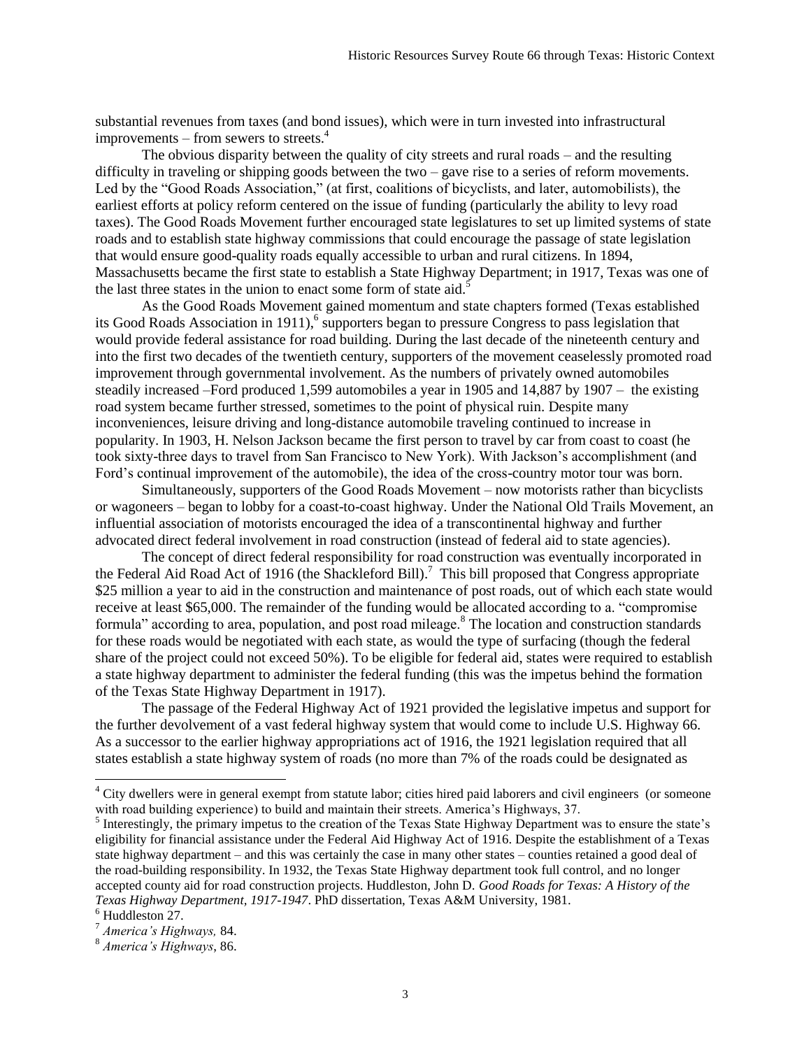substantial revenues from taxes (and bond issues), which were in turn invested into infrastructural improvements – from sewers to streets.[4]

The obvious disparity between the quality of city streets and rural roads – and the resulting difficulty in traveling or shipping goods between the two – gave rise to a series of reform movements. Led by the "Good Roads Association," (at first, coalitions of bicyclists, and later, automobilists), the earliest efforts at policy reform centered on the issue of funding (particularly the ability to levy road taxes). The Good Roads Movement further encouraged state legislatures to set up limited systems of state roads and to establish state highway commissions that could encourage the passage of state legislation that would ensure good-quality roads equally accessible to urban and rural citizens. In 1894, Massachusetts became the first state to establish a State Highway Department; in 1917, Texas was one of the last three states in the union to enact some form of state aid.[5]

As the Good Roads Movement gained momentum and state chapters formed (Texas established its Good Roads Association in 1911),[6] supporters began to pressure Congress to pass legislation that would provide federal assistance for road building. During the last decade of the nineteenth century and into the first two decades of the twentieth century, supporters of the movement ceaselessly promoted road improvement through governmental involvement. As the numbers of privately owned automobiles steadily increased –Ford produced 1,599 automobiles a year in 1905 and 14,887 by 1907 – the existing road system became further stressed, sometimes to the point of physical ruin. Despite many inconveniences, leisure driving and long-distance automobile traveling continued to increase in popularity. In 1903, H. Nelson Jackson became the first person to travel by car from coast to coast (he took sixty-three days to travel from San Francisco to New York). With Jackson's accomplishment (and Ford's continual improvement of the automobile), the idea of the cross-country motor tour was born.

Simultaneously, supporters of the Good Roads Movement – now motorists rather than bicyclists or wagoneers – began to lobby for a coast-to-coast highway. Under the National Old Trails Movement, an influential association of motorists encouraged the idea of a transcontinental highway and further advocated direct federal involvement in road construction (instead of federal aid to state agencies).

The concept of direct federal responsibility for road construction was eventually incorporated in the Federal Aid Road Act of 1916 (the Shackleford Bill).[7] This bill proposed that Congress appropriate $25 million a year to aid in the construction and maintenance of post roads, out of which each state would receive at least $65,000. The remainder of the funding would be allocated according to a. "compromise formula" according to area, population, and post road mileage.[8] The location and construction standards for these roads would be negotiated with each state, as would the type of surfacing (though the federal share of the project could not exceed 50%). To be eligible for federal aid, states were required to establish a state highway department to administer the federal funding (this was the impetus behind the formation of the Texas State Highway Department in 1917).

The passage of the Federal Highway Act of 1921 provided the legislative impetus and support for the further devolvement of a vast federal highway system that would come to include U.S. Highway 66. As a successor to the earlier highway appropriations act of 1916, the 1921 legislation required that all states establish a state highway system of roads (no more than 7% of the roads could be designated as

---

[4] City dwellers were in general exempt from statute labor; cities hired paid laborers and civil engineers (or someone with road building experience) to build and maintain their streets. America's Highways, 37.

[5] Interestingly, the primary impetus to the creation of the Texas State Highway Department was to ensure the state's eligibility for financial assistance under the Federal Aid Highway Act of 1916. Despite the establishment of a Texas state highway department – and this was certainly the case in many other states – counties retained a good deal of the road-building responsibility. In 1932, the Texas State Highway department took full control, and no longer accepted county aid for road construction projects. Huddleston, John D. *Good Roads for Texas: A History of the Texas Highway Department, 1917-1947*. PhD dissertation, Texas A&M University, 1981.

[6] Huddleston 27.

[7] *America's Highways,* 84.

[8] *America's Highways*, 86.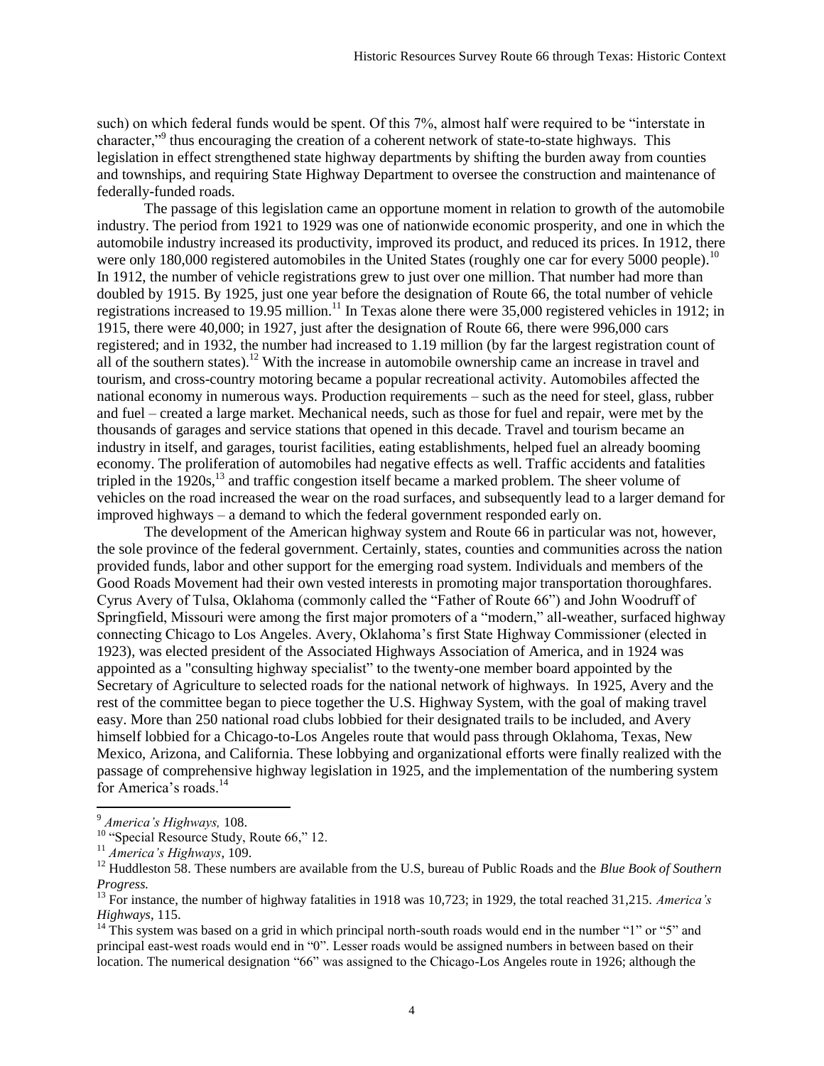such) on which federal funds would be spent. Of this 7%, almost half were required to be "interstate in character,"[9] thus encouraging the creation of a coherent network of state-to-state highways. This legislation in effect strengthened state highway departments by shifting the burden away from counties and townships, and requiring State Highway Department to oversee the construction and maintenance of federally-funded roads.

The passage of this legislation came an opportune moment in relation to growth of the automobile industry. The period from 1921 to 1929 was one of nationwide economic prosperity, and one in which the automobile industry increased its productivity, improved its product, and reduced its prices. In 1912, there were only 180,000 registered automobiles in the United States (roughly one car for every 5000 people).[10] In 1912, the number of vehicle registrations grew to just over one million. That number had more than doubled by 1915. By 1925, just one year before the designation of Route 66, the total number of vehicle registrations increased to 19.95 million.[11] In Texas alone there were 35,000 registered vehicles in 1912; in 1915, there were 40,000; in 1927, just after the designation of Route 66, there were 996,000 cars registered; and in 1932, the number had increased to 1.19 million (by far the largest registration count of all of the southern states).[12] With the increase in automobile ownership came an increase in travel and tourism, and cross-country motoring became a popular recreational activity. Automobiles affected the national economy in numerous ways. Production requirements – such as the need for steel, glass, rubber and fuel – created a large market. Mechanical needs, such as those for fuel and repair, were met by the thousands of garages and service stations that opened in this decade. Travel and tourism became an industry in itself, and garages, tourist facilities, eating establishments, helped fuel an already booming economy. The proliferation of automobiles had negative effects as well. Traffic accidents and fatalities tripled in the 1920s,[13] and traffic congestion itself became a marked problem. The sheer volume of vehicles on the road increased the wear on the road surfaces, and subsequently lead to a larger demand for improved highways – a demand to which the federal government responded early on.

The development of the American highway system and Route 66 in particular was not, however, the sole province of the federal government. Certainly, states, counties and communities across the nation provided funds, labor and other support for the emerging road system. Individuals and members of the Good Roads Movement had their own vested interests in promoting major transportation thoroughfares. Cyrus Avery of Tulsa, Oklahoma (commonly called the "Father of Route 66") and John Woodruff of Springfield, Missouri were among the first major promoters of a "modern," all-weather, surfaced highway connecting Chicago to Los Angeles. Avery, Oklahoma's first State Highway Commissioner (elected in 1923), was elected president of the Associated Highways Association of America, and in 1924 was appointed as a "consulting highway specialist" to the twenty-one member board appointed by the Secretary of Agriculture to selected roads for the national network of highways. In 1925, Avery and the rest of the committee began to piece together the U.S. Highway System, with the goal of making travel easy. More than 250 national road clubs lobbied for their designated trails to be included, and Avery himself lobbied for a Chicago-to-Los Angeles route that would pass through Oklahoma, Texas, New Mexico, Arizona, and California. These lobbying and organizational efforts were finally realized with the passage of comprehensive highway legislation in 1925, and the implementation of the numbering system for America's roads.[14]

---

[9] *America's Highways,* 108.

[10] "Special Resource Study, Route 66," 12.

[11] *America's Highways*, 109.

[12] Huddleston 58. These numbers are available from the U.S, bureau of Public Roads and the *Blue Book of Southern Progress.*

[13] For instance, the number of highway fatalities in 1918 was 10,723; in 1929, the total reached 31,215. *America's Highways*, 115.

[14] This system was based on a grid in which principal north-south roads would end in the number "1" or "5" and principal east-west roads would end in "0". Lesser roads would be assigned numbers in between based on their location. The numerical designation "66" was assigned to the Chicago-Los Angeles route in 1926; although the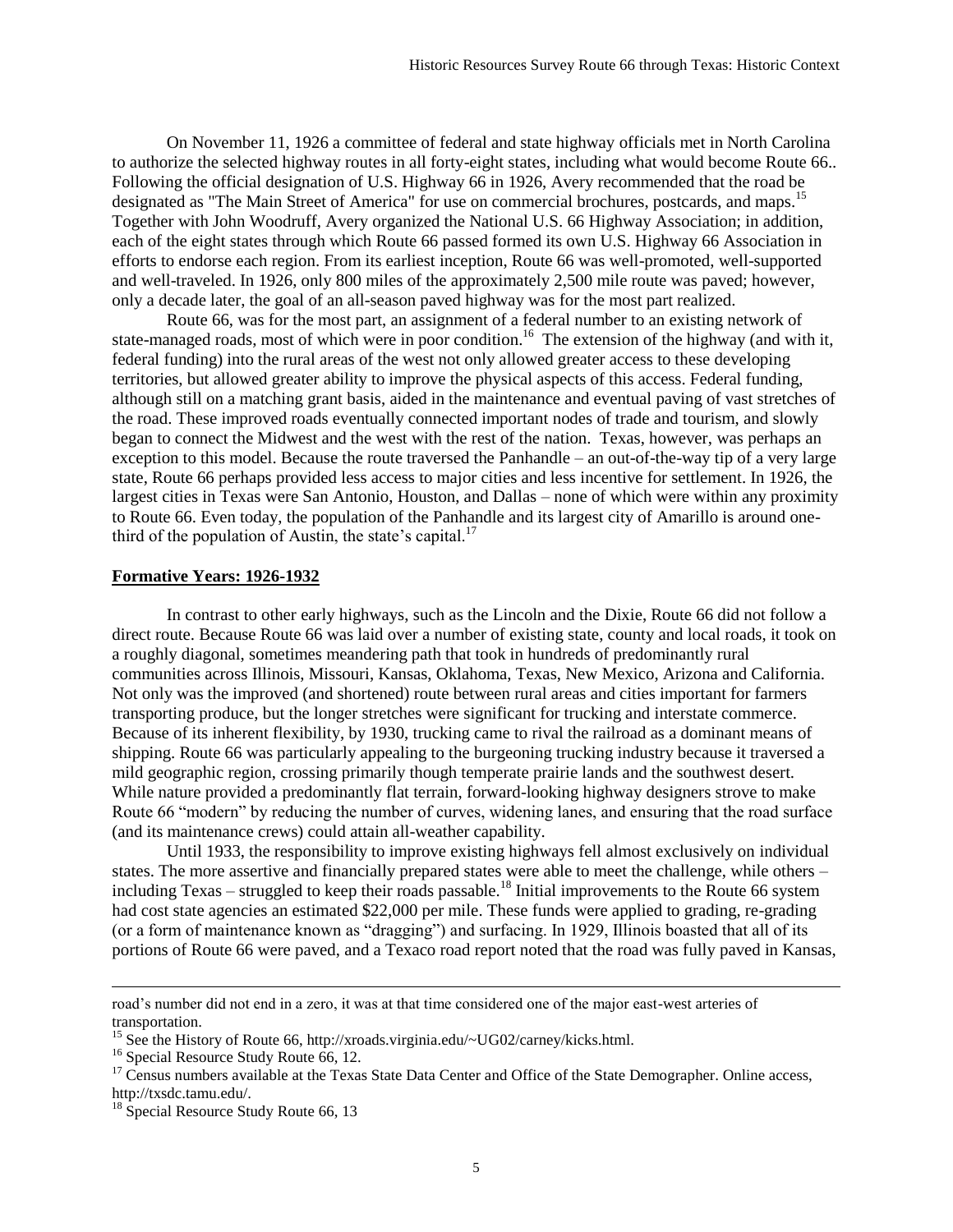On November 11, 1926 a committee of federal and state highway officials met in North Carolina to authorize the selected highway routes in all forty-eight states, including what would become Route 66.. Following the official designation of U.S. Highway 66 in 1926, Avery recommended that the road be designated as "The Main Street of America" for use on commercial brochures, postcards, and maps.[15] Together with John Woodruff, Avery organized the National U.S. 66 Highway Association; in addition, each of the eight states through which Route 66 passed formed its own U.S. Highway 66 Association in efforts to endorse each region. From its earliest inception, Route 66 was well-promoted, well-supported and well-traveled. In 1926, only 800 miles of the approximately 2,500 mile route was paved; however, only a decade later, the goal of an all-season paved highway was for the most part realized.

Route 66, was for the most part, an assignment of a federal number to an existing network of state-managed roads, most of which were in poor condition.[16] The extension of the highway (and with it, federal funding) into the rural areas of the west not only allowed greater access to these developing territories, but allowed greater ability to improve the physical aspects of this access. Federal funding, although still on a matching grant basis, aided in the maintenance and eventual paving of vast stretches of the road. These improved roads eventually connected important nodes of trade and tourism, and slowly began to connect the Midwest and the west with the rest of the nation. Texas, however, was perhaps an exception to this model. Because the route traversed the Panhandle – an out-of-the-way tip of a very large state, Route 66 perhaps provided less access to major cities and less incentive for settlement. In 1926, the largest cities in Texas were San Antonio, Houston, and Dallas – none of which were within any proximity to Route 66. Even today, the population of the Panhandle and its largest city of Amarillo is around one-third of the population of Austin, the state's capital.[17]

## Formative Years: 1926-1932

In contrast to other early highways, such as the Lincoln and the Dixie, Route 66 did not follow a direct route. Because Route 66 was laid over a number of existing state, county and local roads, it took on a roughly diagonal, sometimes meandering path that took in hundreds of predominantly rural communities across Illinois, Missouri, Kansas, Oklahoma, Texas, New Mexico, Arizona and California. Not only was the improved (and shortened) route between rural areas and cities important for farmers transporting produce, but the longer stretches were significant for trucking and interstate commerce. Because of its inherent flexibility, by 1930, trucking came to rival the railroad as a dominant means of shipping. Route 66 was particularly appealing to the burgeoning trucking industry because it traversed a mild geographic region, crossing primarily though temperate prairie lands and the southwest desert. While nature provided a predominantly flat terrain, forward-looking highway designers strove to make Route 66 "modern" by reducing the number of curves, widening lanes, and ensuring that the road surface (and its maintenance crews) could attain all-weather capability.

Until 1933, the responsibility to improve existing highways fell almost exclusively on individual states. The more assertive and financially prepared states were able to meet the challenge, while others – including Texas – struggled to keep their roads passable.[18] Initial improvements to the Route 66 system had cost state agencies an estimated $22,000 per mile. These funds were applied to grading, re-grading (or a form of maintenance known as "dragging") and surfacing. In 1929, Illinois boasted that all of its portions of Route 66 were paved, and a Texaco road report noted that the road was fully paved in Kansas,

---

road's number did not end in a zero, it was at that time considered one of the major east-west arteries of transportation.

[15] See the History of Route 66, http://xroads.virginia.edu/~UG02/carney/kicks.html.

[16] Special Resource Study Route 66, 12.

[17] Census numbers available at the Texas State Data Center and Office of the State Demographer. Online access, http://txsdc.tamu.edu/.

[18] Special Resource Study Route 66, 13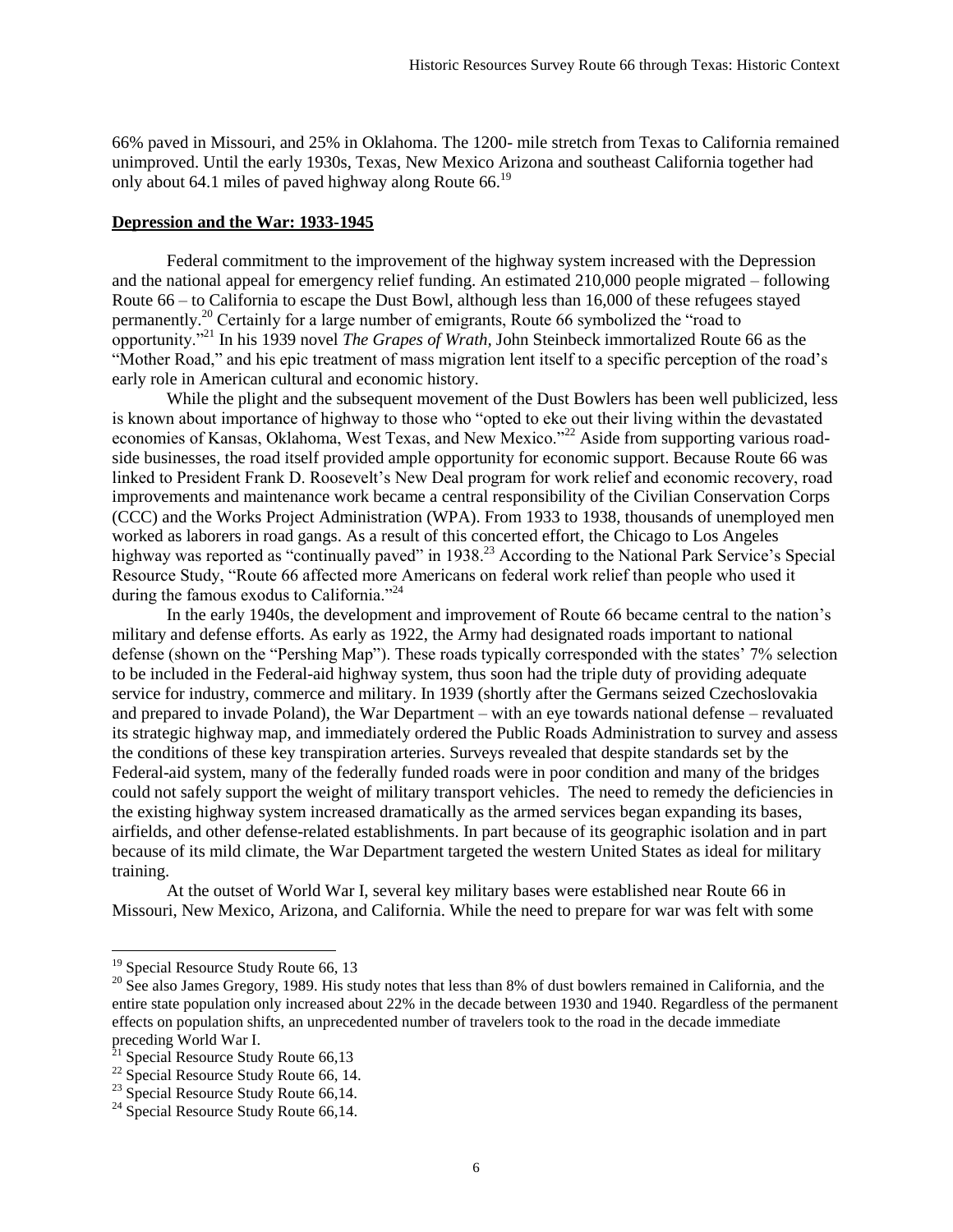66% paved in Missouri, and 25% in Oklahoma. The 1200- mile stretch from Texas to California remained unimproved. Until the early 1930s, Texas, New Mexico Arizona and southeast California together had only about 64.1 miles of paved highway along Route 66.[19]

**Depression and the War: 1933-1945**

Federal commitment to the improvement of the highway system increased with the Depression and the national appeal for emergency relief funding. An estimated 210,000 people migrated – following Route 66 – to California to escape the Dust Bowl, although less than 16,000 of these refugees stayed permanently.[20] Certainly for a large number of emigrants, Route 66 symbolized the "road to opportunity."[21] In his 1939 novel *The Grapes of Wrath,* John Steinbeck immortalized Route 66 as the "Mother Road," and his epic treatment of mass migration lent itself to a specific perception of the road's early role in American cultural and economic history.

While the plight and the subsequent movement of the Dust Bowlers has been well publicized, less is known about importance of highway to those who "opted to eke out their living within the devastated economies of Kansas, Oklahoma, West Texas, and New Mexico."[22] Aside from supporting various road-side businesses, the road itself provided ample opportunity for economic support. Because Route 66 was linked to President Frank D. Roosevelt's New Deal program for work relief and economic recovery, road improvements and maintenance work became a central responsibility of the Civilian Conservation Corps (CCC) and the Works Project Administration (WPA). From 1933 to 1938, thousands of unemployed men worked as laborers in road gangs. As a result of this concerted effort, the Chicago to Los Angeles highway was reported as "continually paved" in 1938.[23] According to the National Park Service's Special Resource Study, "Route 66 affected more Americans on federal work relief than people who used it during the famous exodus to California."[24]

In the early 1940s, the development and improvement of Route 66 became central to the nation's military and defense efforts. As early as 1922, the Army had designated roads important to national defense (shown on the "Pershing Map"). These roads typically corresponded with the states' 7% selection to be included in the Federal-aid highway system, thus soon had the triple duty of providing adequate service for industry, commerce and military. In 1939 (shortly after the Germans seized Czechoslovakia and prepared to invade Poland), the War Department – with an eye towards national defense – revaluated its strategic highway map, and immediately ordered the Public Roads Administration to survey and assess the conditions of these key transpiration arteries. Surveys revealed that despite standards set by the Federal-aid system, many of the federally funded roads were in poor condition and many of the bridges could not safely support the weight of military transport vehicles. The need to remedy the deficiencies in the existing highway system increased dramatically as the armed services began expanding its bases, airfields, and other defense-related establishments. In part because of its geographic isolation and in part because of its mild climate, the War Department targeted the western United States as ideal for military training.

At the outset of World War I, several key military bases were established near Route 66 in Missouri, New Mexico, Arizona, and California. While the need to prepare for war was felt with some

---

[19] Special Resource Study Route 66, 13

[20] See also James Gregory, 1989. His study notes that less than 8% of dust bowlers remained in California, and the entire state population only increased about 22% in the decade between 1930 and 1940. Regardless of the permanent effects on population shifts, an unprecedented number of travelers took to the road in the decade immediate preceding World War I.

[21] Special Resource Study Route 66,13

[22] Special Resource Study Route 66, 14.

[23] Special Resource Study Route 66,14.

[24] Special Resource Study Route 66,14.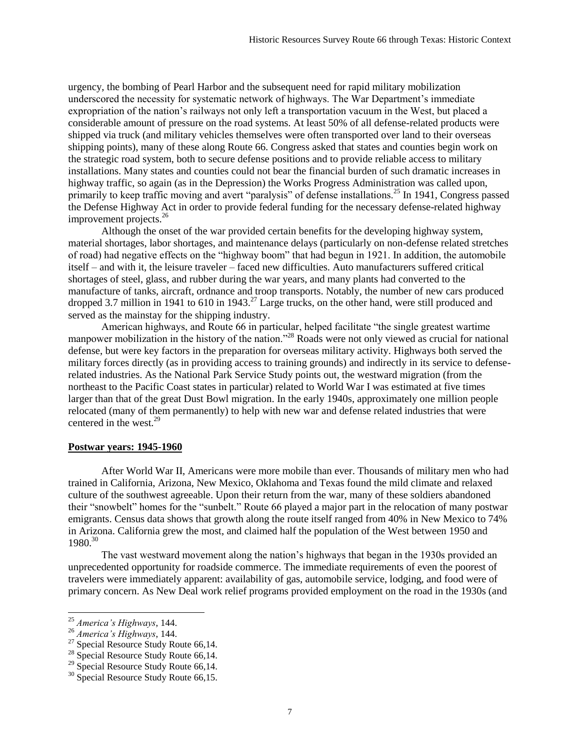urgency, the bombing of Pearl Harbor and the subsequent need for rapid military mobilization underscored the necessity for systematic network of highways. The War Department's immediate expropriation of the nation's railways not only left a transportation vacuum in the West, but placed a considerable amount of pressure on the road systems. At least 50% of all defense-related products were shipped via truck (and military vehicles themselves were often transported over land to their overseas shipping points), many of these along Route 66. Congress asked that states and counties begin work on the strategic road system, both to secure defense positions and to provide reliable access to military installations. Many states and counties could not bear the financial burden of such dramatic increases in highway traffic, so again (as in the Depression) the Works Progress Administration was called upon, primarily to keep traffic moving and avert "paralysis" of defense installations.[25] In 1941, Congress passed the Defense Highway Act in order to provide federal funding for the necessary defense-related highway improvement projects.[26]

Although the onset of the war provided certain benefits for the developing highway system, material shortages, labor shortages, and maintenance delays (particularly on non-defense related stretches of road) had negative effects on the "highway boom" that had begun in 1921. In addition, the automobile itself – and with it, the leisure traveler – faced new difficulties. Auto manufacturers suffered critical shortages of steel, glass, and rubber during the war years, and many plants had converted to the manufacture of tanks, aircraft, ordnance and troop transports. Notably, the number of new cars produced dropped 3.7 million in 1941 to 610 in 1943.[27] Large trucks, on the other hand, were still produced and served as the mainstay for the shipping industry.

American highways, and Route 66 in particular, helped facilitate "the single greatest wartime manpower mobilization in the history of the nation."[28] Roads were not only viewed as crucial for national defense, but were key factors in the preparation for overseas military activity. Highways both served the military forces directly (as in providing access to training grounds) and indirectly in its service to defense-related industries. As the National Park Service Study points out, the westward migration (from the northeast to the Pacific Coast states in particular) related to World War I was estimated at five times larger than that of the great Dust Bowl migration. In the early 1940s, approximately one million people relocated (many of them permanently) to help with new war and defense related industries that were centered in the west.[29]

## Postwar years: 1945-1960

After World War II, Americans were more mobile than ever. Thousands of military men who had trained in California, Arizona, New Mexico, Oklahoma and Texas found the mild climate and relaxed culture of the southwest agreeable. Upon their return from the war, many of these soldiers abandoned their "snowbelt" homes for the "sunbelt." Route 66 played a major part in the relocation of many postwar emigrants. Census data shows that growth along the route itself ranged from 40% in New Mexico to 74% in Arizona. California grew the most, and claimed half the population of the West between 1950 and 1980.[30]

The vast westward movement along the nation's highways that began in the 1930s provided an unprecedented opportunity for roadside commerce. The immediate requirements of even the poorest of travelers were immediately apparent: availability of gas, automobile service, lodging, and food were of primary concern. As New Deal work relief programs provided employment on the road in the 1930s (and

---

[25] *America's Highways*, 144.

[26] *America's Highways*, 144.

[27] Special Resource Study Route 66,14.

[28] Special Resource Study Route 66,14.

[29] Special Resource Study Route 66,14.

[30] Special Resource Study Route 66,15.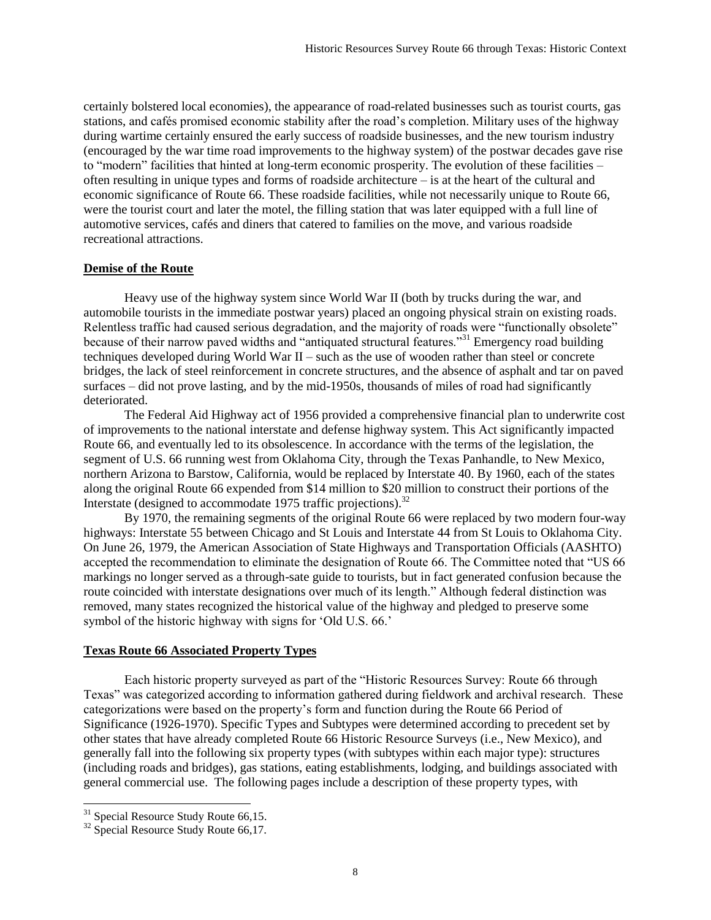certainly bolstered local economies), the appearance of road-related businesses such as tourist courts, gas stations, and cafés promised economic stability after the road's completion. Military uses of the highway during wartime certainly ensured the early success of roadside businesses, and the new tourism industry (encouraged by the war time road improvements to the highway system) of the postwar decades gave rise to "modern" facilities that hinted at long-term economic prosperity. The evolution of these facilities – often resulting in unique types and forms of roadside architecture – is at the heart of the cultural and economic significance of Route 66. These roadside facilities, while not necessarily unique to Route 66, were the tourist court and later the motel, the filling station that was later equipped with a full line of automotive services, cafés and diners that catered to families on the move, and various roadside recreational attractions.

**Demise of the Route**

Heavy use of the highway system since World War II (both by trucks during the war, and automobile tourists in the immediate postwar years) placed an ongoing physical strain on existing roads. Relentless traffic had caused serious degradation, and the majority of roads were "functionally obsolete" because of their narrow paved widths and "antiquated structural features."[31] Emergency road building techniques developed during World War II – such as the use of wooden rather than steel or concrete bridges, the lack of steel reinforcement in concrete structures, and the absence of asphalt and tar on paved surfaces – did not prove lasting, and by the mid-1950s, thousands of miles of road had significantly deteriorated.

The Federal Aid Highway act of 1956 provided a comprehensive financial plan to underwrite cost of improvements to the national interstate and defense highway system. This Act significantly impacted Route 66, and eventually led to its obsolescence. In accordance with the terms of the legislation, the segment of U.S. 66 running west from Oklahoma City, through the Texas Panhandle, to New Mexico, northern Arizona to Barstow, California, would be replaced by Interstate 40. By 1960, each of the states along the original Route 66 expended from $14 million to $20 million to construct their portions of the Interstate (designed to accommodate 1975 traffic projections).[32]

By 1970, the remaining segments of the original Route 66 were replaced by two modern four-way highways: Interstate 55 between Chicago and St Louis and Interstate 44 from St Louis to Oklahoma City. On June 26, 1979, the American Association of State Highways and Transportation Officials (AASHTO) accepted the recommendation to eliminate the designation of Route 66. The Committee noted that "US 66 markings no longer served as a through-sate guide to tourists, but in fact generated confusion because the route coincided with interstate designations over much of its length." Although federal distinction was removed, many states recognized the historical value of the highway and pledged to preserve some symbol of the historic highway with signs for 'Old U.S. 66.'

**Texas Route 66 Associated Property Types**

Each historic property surveyed as part of the "Historic Resources Survey: Route 66 through Texas" was categorized according to information gathered during fieldwork and archival research. These categorizations were based on the property's form and function during the Route 66 Period of Significance (1926-1970). Specific Types and Subtypes were determined according to precedent set by other states that have already completed Route 66 Historic Resource Surveys (i.e., New Mexico), and generally fall into the following six property types (with subtypes within each major type): structures (including roads and bridges), gas stations, eating establishments, lodging, and buildings associated with general commercial use. The following pages include a description of these property types, with

[31] Special Resource Study Route 66,15.

[32] Special Resource Study Route 66,17.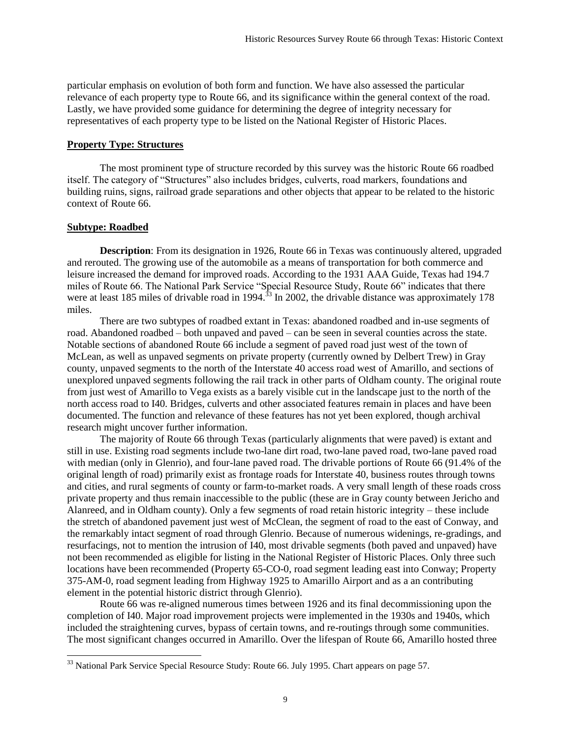particular emphasis on evolution of both form and function. We have also assessed the particular relevance of each property type to Route 66, and its significance within the general context of the road. Lastly, we have provided some guidance for determining the degree of integrity necessary for representatives of each property type to be listed on the National Register of Historic Places.

**Property Type: Structures**

The most prominent type of structure recorded by this survey was the historic Route 66 roadbed itself. The category of "Structures" also includes bridges, culverts, road markers, foundations and building ruins, signs, railroad grade separations and other objects that appear to be related to the historic context of Route 66.

**Subtype: Roadbed**

**Description**: From its designation in 1926, Route 66 in Texas was continuously altered, upgraded and rerouted. The growing use of the automobile as a means of transportation for both commerce and leisure increased the demand for improved roads. According to the 1931 AAA Guide, Texas had 194.7 miles of Route 66. The National Park Service "Special Resource Study, Route 66" indicates that there were at least 185 miles of drivable road in 1994.[33] In 2002, the drivable distance was approximately 178 miles.

There are two subtypes of roadbed extant in Texas: abandoned roadbed and in-use segments of road. Abandoned roadbed – both unpaved and paved – can be seen in several counties across the state. Notable sections of abandoned Route 66 include a segment of paved road just west of the town of McLean, as well as unpaved segments on private property (currently owned by Delbert Trew) in Gray county, unpaved segments to the north of the Interstate 40 access road west of Amarillo, and sections of unexplored unpaved segments following the rail track in other parts of Oldham county. The original route from just west of Amarillo to Vega exists as a barely visible cut in the landscape just to the north of the north access road to I40. Bridges, culverts and other associated features remain in places and have been documented. The function and relevance of these features has not yet been explored, though archival research might uncover further information.

The majority of Route 66 through Texas (particularly alignments that were paved) is extant and still in use. Existing road segments include two-lane dirt road, two-lane paved road, two-lane paved road with median (only in Glenrio), and four-lane paved road. The drivable portions of Route 66 (91.4% of the original length of road) primarily exist as frontage roads for Interstate 40, business routes through towns and cities, and rural segments of county or farm-to-market roads. A very small length of these roads cross private property and thus remain inaccessible to the public (these are in Gray county between Jericho and Alanreed, and in Oldham county). Only a few segments of road retain historic integrity – these include the stretch of abandoned pavement just west of McClean, the segment of road to the east of Conway, and the remarkably intact segment of road through Glenrio. Because of numerous widenings, re-gradings, and resurfacings, not to mention the intrusion of I40, most drivable segments (both paved and unpaved) have not been recommended as eligible for listing in the National Register of Historic Places. Only three such locations have been recommended (Property 65-CO-0, road segment leading east into Conway; Property 375-AM-0, road segment leading from Highway 1925 to Amarillo Airport and as a an contributing element in the potential historic district through Glenrio).

Route 66 was re-aligned numerous times between 1926 and its final decommissioning upon the completion of I40. Major road improvement projects were implemented in the 1930s and 1940s, which included the straightening curves, bypass of certain towns, and re-routings through some communities. The most significant changes occurred in Amarillo. Over the lifespan of Route 66, Amarillo hosted three

[33] National Park Service Special Resource Study: Route 66. July 1995. Chart appears on page 57.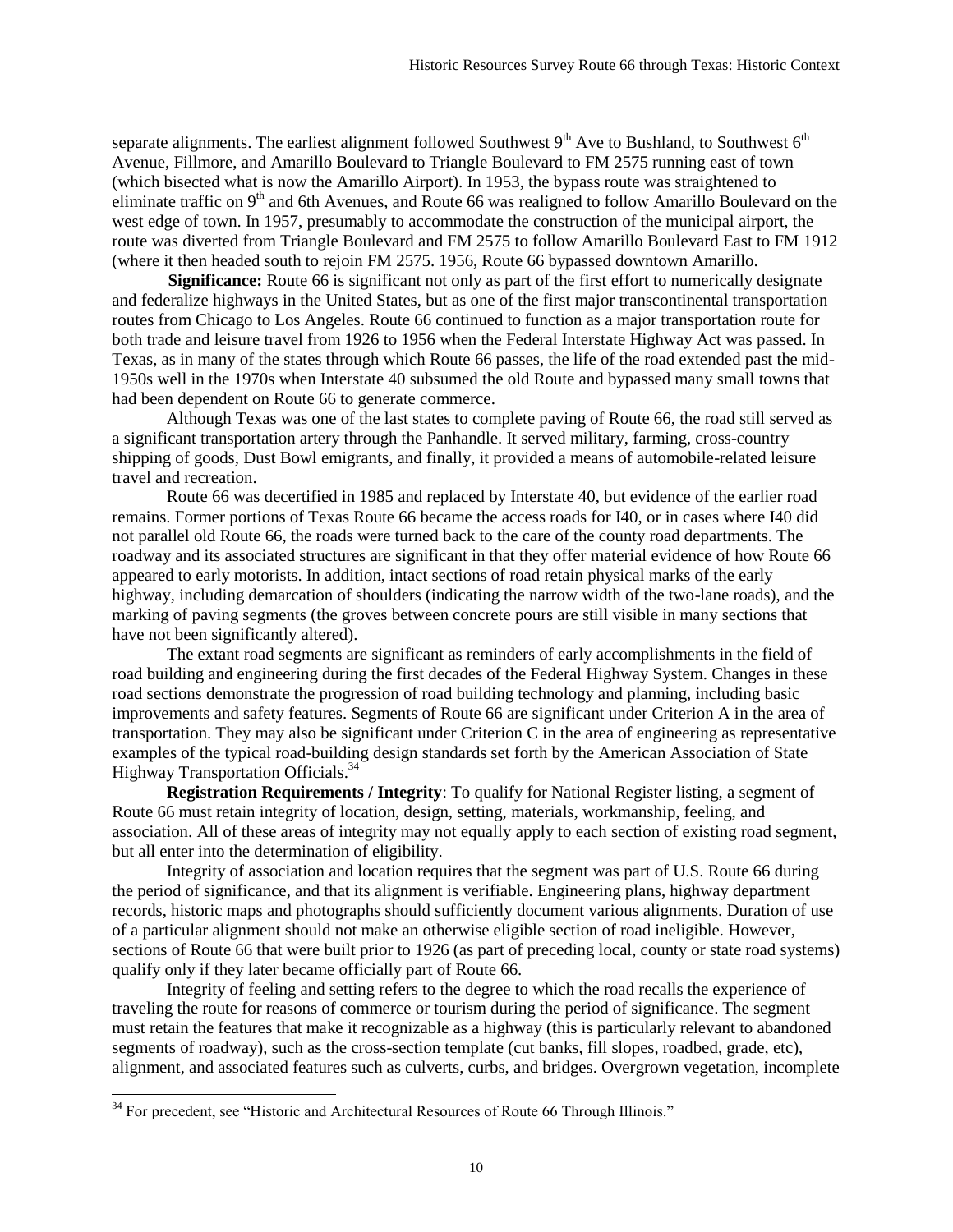separate alignments. The earliest alignment followed Southwest 9th Ave to Bushland, to Southwest 6th Avenue, Fillmore, and Amarillo Boulevard to Triangle Boulevard to FM 2575 running east of town (which bisected what is now the Amarillo Airport). In 1953, the bypass route was straightened to eliminate traffic on 9th and 6th Avenues, and Route 66 was realigned to follow Amarillo Boulevard on the west edge of town. In 1957, presumably to accommodate the construction of the municipal airport, the route was diverted from Triangle Boulevard and FM 2575 to follow Amarillo Boulevard East to FM 1912 (where it then headed south to rejoin FM 2575. 1956, Route 66 bypassed downtown Amarillo.

**Significance:** Route 66 is significant not only as part of the first effort to numerically designate and federalize highways in the United States, but as one of the first major transcontinental transportation routes from Chicago to Los Angeles. Route 66 continued to function as a major transportation route for both trade and leisure travel from 1926 to 1956 when the Federal Interstate Highway Act was passed. In Texas, as in many of the states through which Route 66 passes, the life of the road extended past the mid-1950s well in the 1970s when Interstate 40 subsumed the old Route and bypassed many small towns that had been dependent on Route 66 to generate commerce.

Although Texas was one of the last states to complete paving of Route 66, the road still served as a significant transportation artery through the Panhandle. It served military, farming, cross-country shipping of goods, Dust Bowl emigrants, and finally, it provided a means of automobile-related leisure travel and recreation.

Route 66 was decertified in 1985 and replaced by Interstate 40, but evidence of the earlier road remains. Former portions of Texas Route 66 became the access roads for I40, or in cases where I40 did not parallel old Route 66, the roads were turned back to the care of the county road departments. The roadway and its associated structures are significant in that they offer material evidence of how Route 66 appeared to early motorists. In addition, intact sections of road retain physical marks of the early highway, including demarcation of shoulders (indicating the narrow width of the two-lane roads), and the marking of paving segments (the groves between concrete pours are still visible in many sections that have not been significantly altered).

The extant road segments are significant as reminders of early accomplishments in the field of road building and engineering during the first decades of the Federal Highway System. Changes in these road sections demonstrate the progression of road building technology and planning, including basic improvements and safety features. Segments of Route 66 are significant under Criterion A in the area of transportation. They may also be significant under Criterion C in the area of engineering as representative examples of the typical road-building design standards set forth by the American Association of State Highway Transportation Officials.[34]

**Registration Requirements / Integrity**: To qualify for National Register listing, a segment of Route 66 must retain integrity of location, design, setting, materials, workmanship, feeling, and association. All of these areas of integrity may not equally apply to each section of existing road segment, but all enter into the determination of eligibility.

Integrity of association and location requires that the segment was part of U.S. Route 66 during the period of significance, and that its alignment is verifiable. Engineering plans, highway department records, historic maps and photographs should sufficiently document various alignments. Duration of use of a particular alignment should not make an otherwise eligible section of road ineligible. However, sections of Route 66 that were built prior to 1926 (as part of preceding local, county or state road systems) qualify only if they later became officially part of Route 66.

Integrity of feeling and setting refers to the degree to which the road recalls the experience of traveling the route for reasons of commerce or tourism during the period of significance. The segment must retain the features that make it recognizable as a highway (this is particularly relevant to abandoned segments of roadway), such as the cross-section template (cut banks, fill slopes, roadbed, grade, etc), alignment, and associated features such as culverts, curbs, and bridges. Overgrown vegetation, incomplete

---

[34] For precedent, see "Historic and Architectural Resources of Route 66 Through Illinois."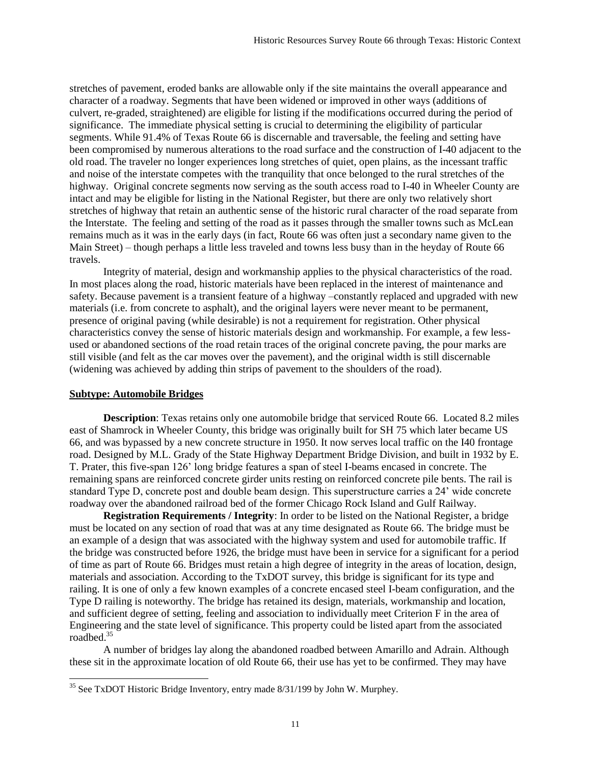stretches of pavement, eroded banks are allowable only if the site maintains the overall appearance and character of a roadway. Segments that have been widened or improved in other ways (additions of culvert, re-graded, straightened) are eligible for listing if the modifications occurred during the period of significance. The immediate physical setting is crucial to determining the eligibility of particular segments. While 91.4% of Texas Route 66 is discernable and traversable, the feeling and setting have been compromised by numerous alterations to the road surface and the construction of I-40 adjacent to the old road. The traveler no longer experiences long stretches of quiet, open plains, as the incessant traffic and noise of the interstate competes with the tranquility that once belonged to the rural stretches of the highway. Original concrete segments now serving as the south access road to I-40 in Wheeler County are intact and may be eligible for listing in the National Register, but there are only two relatively short stretches of highway that retain an authentic sense of the historic rural character of the road separate from the Interstate. The feeling and setting of the road as it passes through the smaller towns such as McLean remains much as it was in the early days (in fact, Route 66 was often just a secondary name given to the Main Street) – though perhaps a little less traveled and towns less busy than in the heyday of Route 66 travels.

Integrity of material, design and workmanship applies to the physical characteristics of the road. In most places along the road, historic materials have been replaced in the interest of maintenance and safety. Because pavement is a transient feature of a highway –constantly replaced and upgraded with new materials (i.e. from concrete to asphalt), and the original layers were never meant to be permanent, presence of original paving (while desirable) is not a requirement for registration. Other physical characteristics convey the sense of historic materials design and workmanship. For example, a few less-used or abandoned sections of the road retain traces of the original concrete paving, the pour marks are still visible (and felt as the car moves over the pavement), and the original width is still discernable (widening was achieved by adding thin strips of pavement to the shoulders of the road).

## Subtype: Automobile Bridges

**Description**: Texas retains only one automobile bridge that serviced Route 66. Located 8.2 miles east of Shamrock in Wheeler County, this bridge was originally built for SH 75 which later became US 66, and was bypassed by a new concrete structure in 1950. It now serves local traffic on the I40 frontage road. Designed by M.L. Grady of the State Highway Department Bridge Division, and built in 1932 by E. T. Prater, this five-span 126' long bridge features a span of steel I-beams encased in concrete. The remaining spans are reinforced concrete girder units resting on reinforced concrete pile bents. The rail is standard Type D, concrete post and double beam design. This superstructure carries a 24' wide concrete roadway over the abandoned railroad bed of the former Chicago Rock Island and Gulf Railway.

**Registration Requirements / Integrity**: In order to be listed on the National Register, a bridge must be located on any section of road that was at any time designated as Route 66. The bridge must be an example of a design that was associated with the highway system and used for automobile traffic. If the bridge was constructed before 1926, the bridge must have been in service for a significant for a period of time as part of Route 66. Bridges must retain a high degree of integrity in the areas of location, design, materials and association. According to the TxDOT survey, this bridge is significant for its type and railing. It is one of only a few known examples of a concrete encased steel I-beam configuration, and the Type D railing is noteworthy. The bridge has retained its design, materials, workmanship and location, and sufficient degree of setting, feeling and association to individually meet Criterion F in the area of Engineering and the state level of significance. This property could be listed apart from the associated roadbed.[35]

A number of bridges lay along the abandoned roadbed between Amarillo and Adrain. Although these sit in the approximate location of old Route 66, their use has yet to be confirmed. They may have

[35] See TxDOT Historic Bridge Inventory, entry made 8/31/199 by John W. Murphey.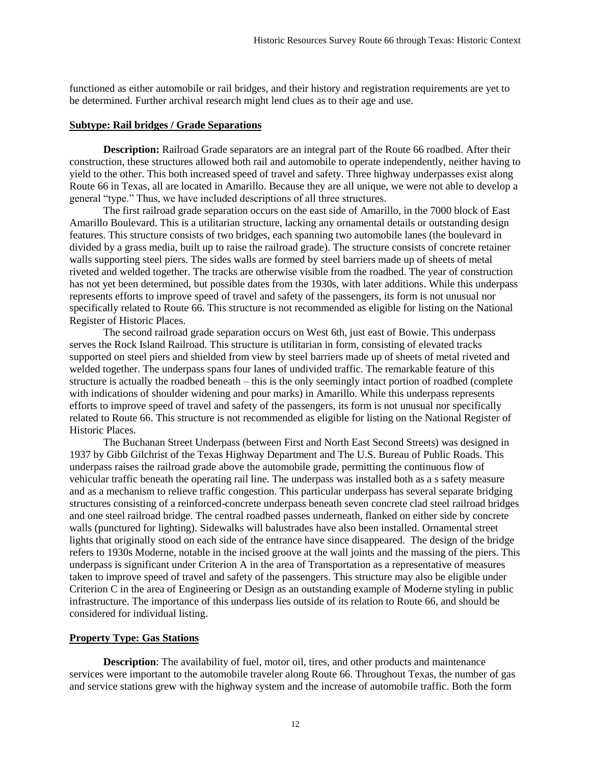functioned as either automobile or rail bridges, and their history and registration requirements are yet to be determined. Further archival research might lend clues as to their age and use.

**Subtype: Rail bridges / Grade Separations**

**Description:** Railroad Grade separators are an integral part of the Route 66 roadbed. After their construction, these structures allowed both rail and automobile to operate independently, neither having to yield to the other. This both increased speed of travel and safety. Three highway underpasses exist along Route 66 in Texas, all are located in Amarillo. Because they are all unique, we were not able to develop a general "type." Thus, we have included descriptions of all three structures.

The first railroad grade separation occurs on the east side of Amarillo, in the 7000 block of East Amarillo Boulevard. This is a utilitarian structure, lacking any ornamental details or outstanding design features. This structure consists of two bridges, each spanning two automobile lanes (the boulevard in divided by a grass media, built up to raise the railroad grade). The structure consists of concrete retainer walls supporting steel piers. The sides walls are formed by steel barriers made up of sheets of metal riveted and welded together. The tracks are otherwise visible from the roadbed. The year of construction has not yet been determined, but possible dates from the 1930s, with later additions. While this underpass represents efforts to improve speed of travel and safety of the passengers, its form is not unusual nor specifically related to Route 66. This structure is not recommended as eligible for listing on the National Register of Historic Places.

The second railroad grade separation occurs on West 6th, just east of Bowie. This underpass serves the Rock Island Railroad. This structure is utilitarian in form, consisting of elevated tracks supported on steel piers and shielded from view by steel barriers made up of sheets of metal riveted and welded together. The underpass spans four lanes of undivided traffic. The remarkable feature of this structure is actually the roadbed beneath – this is the only seemingly intact portion of roadbed (complete with indications of shoulder widening and pour marks) in Amarillo. While this underpass represents efforts to improve speed of travel and safety of the passengers, its form is not unusual nor specifically related to Route 66. This structure is not recommended as eligible for listing on the National Register of Historic Places.

The Buchanan Street Underpass (between First and North East Second Streets) was designed in 1937 by Gibb Gilchrist of the Texas Highway Department and The U.S. Bureau of Public Roads. This underpass raises the railroad grade above the automobile grade, permitting the continuous flow of vehicular traffic beneath the operating rail line. The underpass was installed both as a s safety measure and as a mechanism to relieve traffic congestion. This particular underpass has several separate bridging structures consisting of a reinforced-concrete underpass beneath seven concrete clad steel railroad bridges and one steel railroad bridge. The central roadbed passes underneath, flanked on either side by concrete walls (punctured for lighting). Sidewalks will balustrades have also been installed. Ornamental street lights that originally stood on each side of the entrance have since disappeared. The design of the bridge refers to 1930s Moderne, notable in the incised groove at the wall joints and the massing of the piers. This underpass is significant under Criterion A in the area of Transportation as a representative of measures taken to improve speed of travel and safety of the passengers. This structure may also be eligible under Criterion C in the area of Engineering or Design as an outstanding example of Moderne styling in public infrastructure. The importance of this underpass lies outside of its relation to Route 66, and should be considered for individual listing.

**Property Type: Gas Stations**

**Description**: The availability of fuel, motor oil, tires, and other products and maintenance services were important to the automobile traveler along Route 66. Throughout Texas, the number of gas and service stations grew with the highway system and the increase of automobile traffic. Both the form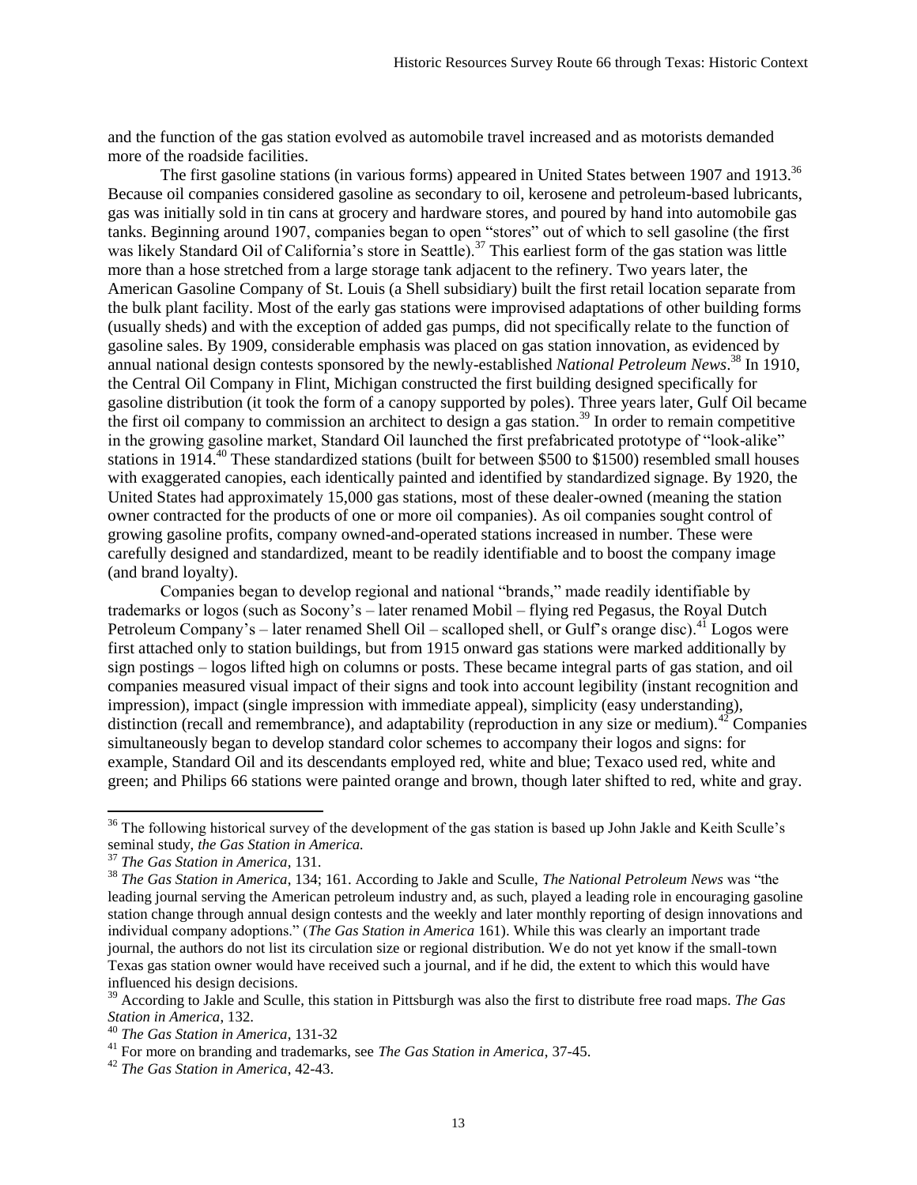and the function of the gas station evolved as automobile travel increased and as motorists demanded more of the roadside facilities.

The first gasoline stations (in various forms) appeared in United States between 1907 and 1913.[36] Because oil companies considered gasoline as secondary to oil, kerosene and petroleum-based lubricants, gas was initially sold in tin cans at grocery and hardware stores, and poured by hand into automobile gas tanks. Beginning around 1907, companies began to open "stores" out of which to sell gasoline (the first was likely Standard Oil of California's store in Seattle).[37] This earliest form of the gas station was little more than a hose stretched from a large storage tank adjacent to the refinery. Two years later, the American Gasoline Company of St. Louis (a Shell subsidiary) built the first retail location separate from the bulk plant facility. Most of the early gas stations were improvised adaptations of other building forms (usually sheds) and with the exception of added gas pumps, did not specifically relate to the function of gasoline sales. By 1909, considerable emphasis was placed on gas station innovation, as evidenced by annual national design contests sponsored by the newly-established *National Petroleum News*.[38] In 1910, the Central Oil Company in Flint, Michigan constructed the first building designed specifically for gasoline distribution (it took the form of a canopy supported by poles). Three years later, Gulf Oil became the first oil company to commission an architect to design a gas station.[39] In order to remain competitive in the growing gasoline market, Standard Oil launched the first prefabricated prototype of "look-alike" stations in 1914.[40] These standardized stations (built for between $500 to $1500) resembled small houses with exaggerated canopies, each identically painted and identified by standardized signage. By 1920, the United States had approximately 15,000 gas stations, most of these dealer-owned (meaning the station owner contracted for the products of one or more oil companies). As oil companies sought control of growing gasoline profits, company owned-and-operated stations increased in number. These were carefully designed and standardized, meant to be readily identifiable and to boost the company image (and brand loyalty).

Companies began to develop regional and national "brands," made readily identifiable by trademarks or logos (such as Socony's – later renamed Mobil – flying red Pegasus, the Royal Dutch Petroleum Company's – later renamed Shell Oil – scalloped shell, or Gulf's orange disc).[41] Logos were first attached only to station buildings, but from 1915 onward gas stations were marked additionally by sign postings – logos lifted high on columns or posts. These became integral parts of gas station, and oil companies measured visual impact of their signs and took into account legibility (instant recognition and impression), impact (single impression with immediate appeal), simplicity (easy understanding), distinction (recall and remembrance), and adaptability (reproduction in any size or medium).[42] Companies simultaneously began to develop standard color schemes to accompany their logos and signs: for example, Standard Oil and its descendants employed red, white and blue; Texaco used red, white and green; and Philips 66 stations were painted orange and brown, though later shifted to red, white and gray.

---

[36] The following historical survey of the development of the gas station is based up John Jakle and Keith Sculle's seminal study, *the Gas Station in America.*

[37] *The Gas Station in America*, 131.

[38] *The Gas Station in America*, 134; 161. According to Jakle and Sculle, *The National Petroleum News* was "the leading journal serving the American petroleum industry and, as such, played a leading role in encouraging gasoline station change through annual design contests and the weekly and later monthly reporting of design innovations and individual company adoptions." (*The Gas Station in America* 161). While this was clearly an important trade journal, the authors do not list its circulation size or regional distribution. We do not yet know if the small-town Texas gas station owner would have received such a journal, and if he did, the extent to which this would have influenced his design decisions.

[39] According to Jakle and Sculle, this station in Pittsburgh was also the first to distribute free road maps. *The Gas Station in America*, 132.

[40] *The Gas Station in America*, 131-32

[41] For more on branding and trademarks, see *The Gas Station in America*, 37-45.

[42] *The Gas Station in America*, 42-43.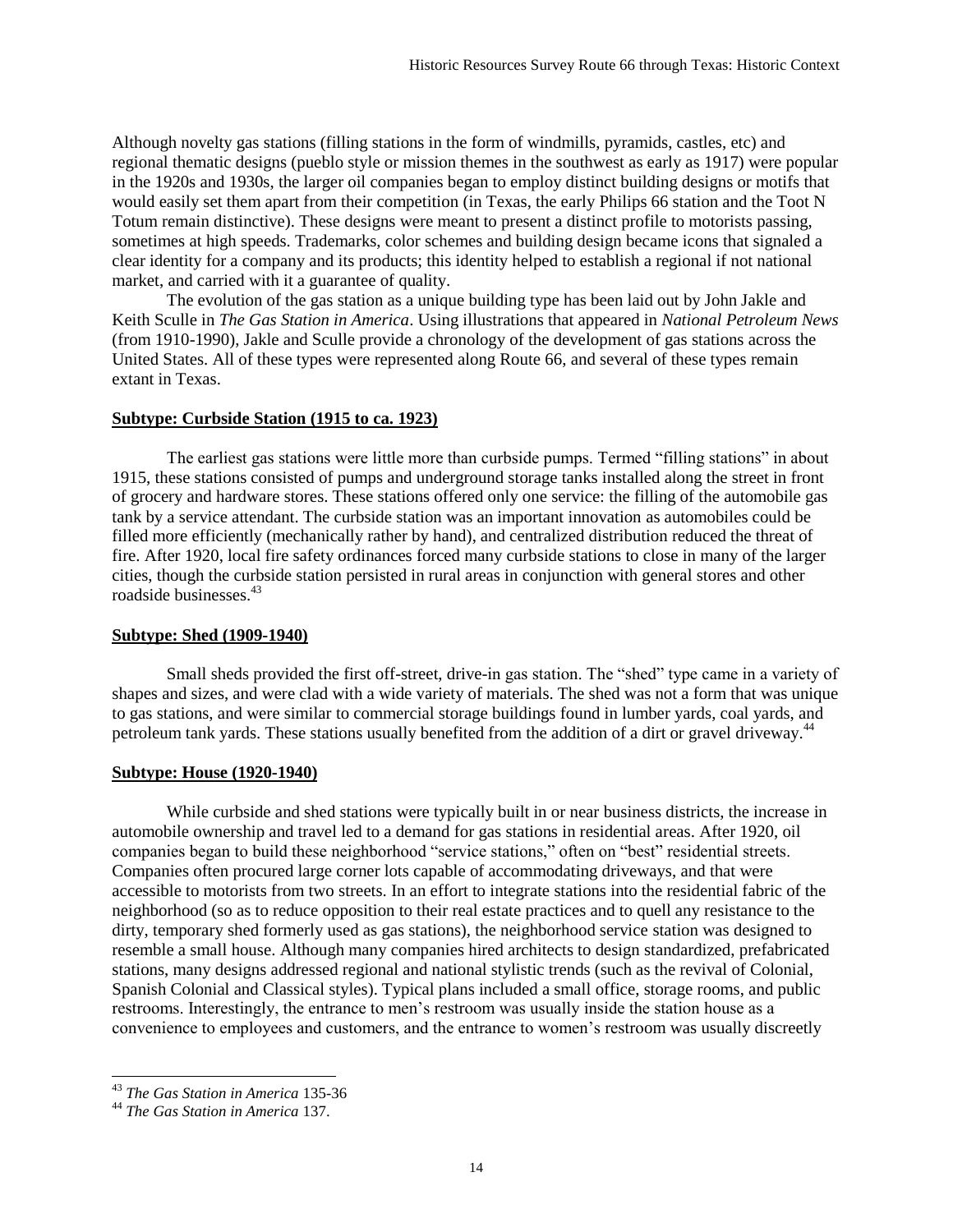Although novelty gas stations (filling stations in the form of windmills, pyramids, castles, etc) and regional thematic designs (pueblo style or mission themes in the southwest as early as 1917) were popular in the 1920s and 1930s, the larger oil companies began to employ distinct building designs or motifs that would easily set them apart from their competition (in Texas, the early Philips 66 station and the Toot N Totum remain distinctive). These designs were meant to present a distinct profile to motorists passing, sometimes at high speeds. Trademarks, color schemes and building design became icons that signaled a clear identity for a company and its products; this identity helped to establish a regional if not national market, and carried with it a guarantee of quality.

The evolution of the gas station as a unique building type has been laid out by John Jakle and Keith Sculle in *The Gas Station in America*. Using illustrations that appeared in *National Petroleum News* (from 1910-1990), Jakle and Sculle provide a chronology of the development of gas stations across the United States. All of these types were represented along Route 66, and several of these types remain extant in Texas.

**Subtype: Curbside Station (1915 to ca. 1923)**

The earliest gas stations were little more than curbside pumps. Termed "filling stations" in about 1915, these stations consisted of pumps and underground storage tanks installed along the street in front of grocery and hardware stores. These stations offered only one service: the filling of the automobile gas tank by a service attendant. The curbside station was an important innovation as automobiles could be filled more efficiently (mechanically rather by hand), and centralized distribution reduced the threat of fire. After 1920, local fire safety ordinances forced many curbside stations to close in many of the larger cities, though the curbside station persisted in rural areas in conjunction with general stores and other roadside businesses.[43]

**Subtype: Shed (1909-1940)**

Small sheds provided the first off-street, drive-in gas station. The "shed" type came in a variety of shapes and sizes, and were clad with a wide variety of materials. The shed was not a form that was unique to gas stations, and were similar to commercial storage buildings found in lumber yards, coal yards, and petroleum tank yards. These stations usually benefited from the addition of a dirt or gravel driveway.[44]

**Subtype: House (1920-1940)**

While curbside and shed stations were typically built in or near business districts, the increase in automobile ownership and travel led to a demand for gas stations in residential areas. After 1920, oil companies began to build these neighborhood "service stations," often on "best" residential streets. Companies often procured large corner lots capable of accommodating driveways, and that were accessible to motorists from two streets. In an effort to integrate stations into the residential fabric of the neighborhood (so as to reduce opposition to their real estate practices and to quell any resistance to the dirty, temporary shed formerly used as gas stations), the neighborhood service station was designed to resemble a small house. Although many companies hired architects to design standardized, prefabricated stations, many designs addressed regional and national stylistic trends (such as the revival of Colonial, Spanish Colonial and Classical styles). Typical plans included a small office, storage rooms, and public restrooms. Interestingly, the entrance to men's restroom was usually inside the station house as a convenience to employees and customers, and the entrance to women's restroom was usually discreetly

---

[43] *The Gas Station in America* 135-36

[44] *The Gas Station in America* 137.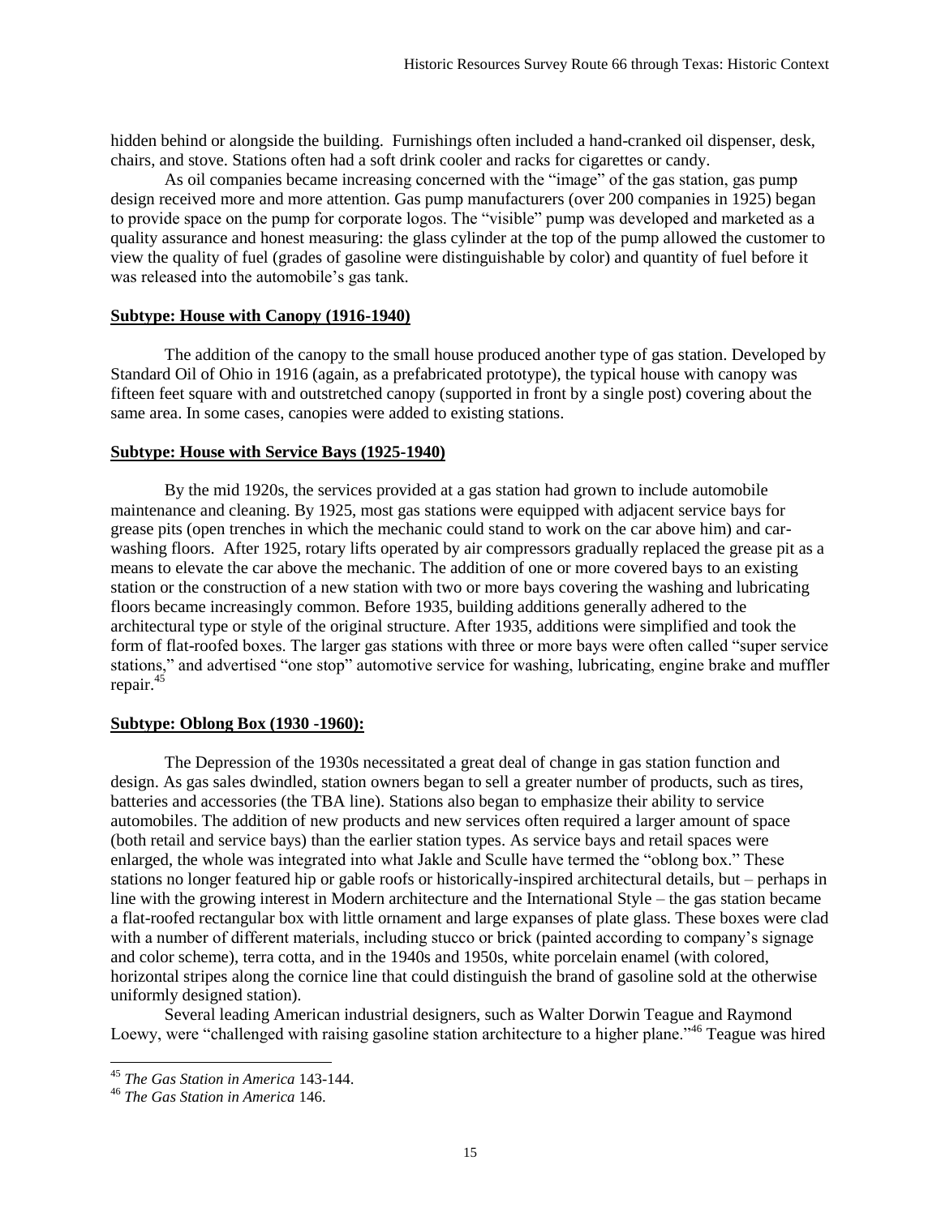hidden behind or alongside the building. Furnishings often included a hand-cranked oil dispenser, desk, chairs, and stove. Stations often had a soft drink cooler and racks for cigarettes or candy.

As oil companies became increasing concerned with the "image" of the gas station, gas pump design received more and more attention. Gas pump manufacturers (over 200 companies in 1925) began to provide space on the pump for corporate logos. The "visible" pump was developed and marketed as a quality assurance and honest measuring: the glass cylinder at the top of the pump allowed the customer to view the quality of fuel (grades of gasoline were distinguishable by color) and quantity of fuel before it was released into the automobile's gas tank.

**Subtype: House with Canopy (1916-1940)**

The addition of the canopy to the small house produced another type of gas station. Developed by Standard Oil of Ohio in 1916 (again, as a prefabricated prototype), the typical house with canopy was fifteen feet square with and outstretched canopy (supported in front by a single post) covering about the same area. In some cases, canopies were added to existing stations.

**Subtype: House with Service Bays (1925-1940)**

By the mid 1920s, the services provided at a gas station had grown to include automobile maintenance and cleaning. By 1925, most gas stations were equipped with adjacent service bays for grease pits (open trenches in which the mechanic could stand to work on the car above him) and car-washing floors. After 1925, rotary lifts operated by air compressors gradually replaced the grease pit as a means to elevate the car above the mechanic. The addition of one or more covered bays to an existing station or the construction of a new station with two or more bays covering the washing and lubricating floors became increasingly common. Before 1935, building additions generally adhered to the architectural type or style of the original structure. After 1935, additions were simplified and took the form of flat-roofed boxes. The larger gas stations with three or more bays were often called "super service stations," and advertised "one stop" automotive service for washing, lubricating, engine brake and muffler repair.[45]

**Subtype: Oblong Box (1930 -1960):**

The Depression of the 1930s necessitated a great deal of change in gas station function and design. As gas sales dwindled, station owners began to sell a greater number of products, such as tires, batteries and accessories (the TBA line). Stations also began to emphasize their ability to service automobiles. The addition of new products and new services often required a larger amount of space (both retail and service bays) than the earlier station types. As service bays and retail spaces were enlarged, the whole was integrated into what Jakle and Sculle have termed the "oblong box." These stations no longer featured hip or gable roofs or historically-inspired architectural details, but – perhaps in line with the growing interest in Modern architecture and the International Style – the gas station became a flat-roofed rectangular box with little ornament and large expanses of plate glass. These boxes were clad with a number of different materials, including stucco or brick (painted according to company's signage and color scheme), terra cotta, and in the 1940s and 1950s, white porcelain enamel (with colored, horizontal stripes along the cornice line that could distinguish the brand of gasoline sold at the otherwise uniformly designed station).

Several leading American industrial designers, such as Walter Dorwin Teague and Raymond Loewy, were "challenged with raising gasoline station architecture to a higher plane."[46] Teague was hired

---

[45] *The Gas Station in America* 143-144.

[46] *The Gas Station in America* 146.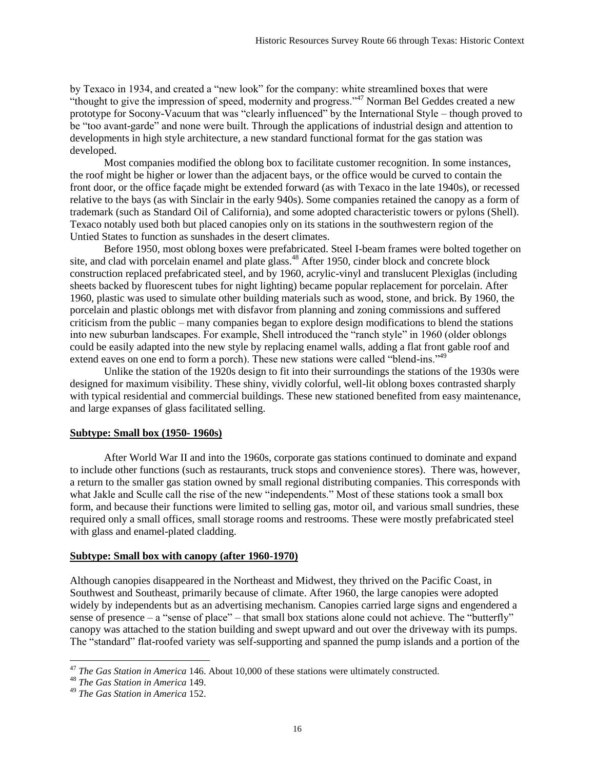by Texaco in 1934, and created a "new look" for the company: white streamlined boxes that were "thought to give the impression of speed, modernity and progress."[47] Norman Bel Geddes created a new prototype for Socony-Vacuum that was "clearly influenced" by the International Style – though proved to be "too avant-garde" and none were built. Through the applications of industrial design and attention to developments in high style architecture, a new standard functional format for the gas station was developed.

Most companies modified the oblong box to facilitate customer recognition. In some instances, the roof might be higher or lower than the adjacent bays, or the office would be curved to contain the front door, or the office façade might be extended forward (as with Texaco in the late 1940s), or recessed relative to the bays (as with Sinclair in the early 940s). Some companies retained the canopy as a form of trademark (such as Standard Oil of California), and some adopted characteristic towers or pylons (Shell). Texaco notably used both but placed canopies only on its stations in the southwestern region of the Untied States to function as sunshades in the desert climates.

Before 1950, most oblong boxes were prefabricated. Steel I-beam frames were bolted together on site, and clad with porcelain enamel and plate glass.[48] After 1950, cinder block and concrete block construction replaced prefabricated steel, and by 1960, acrylic-vinyl and translucent Plexiglas (including sheets backed by fluorescent tubes for night lighting) became popular replacement for porcelain. After 1960, plastic was used to simulate other building materials such as wood, stone, and brick. By 1960, the porcelain and plastic oblongs met with disfavor from planning and zoning commissions and suffered criticism from the public – many companies began to explore design modifications to blend the stations into new suburban landscapes. For example, Shell introduced the "ranch style" in 1960 (older oblongs could be easily adapted into the new style by replacing enamel walls, adding a flat front gable roof and extend eaves on one end to form a porch). These new stations were called "blend-ins."[49]

Unlike the station of the 1920s design to fit into their surroundings the stations of the 1930s were designed for maximum visibility. These shiny, vividly colorful, well-lit oblong boxes contrasted sharply with typical residential and commercial buildings. These new stationed benefited from easy maintenance, and large expanses of glass facilitated selling.

**Subtype: Small box (1950- 1960s)**

After World War II and into the 1960s, corporate gas stations continued to dominate and expand to include other functions (such as restaurants, truck stops and convenience stores). There was, however, a return to the smaller gas station owned by small regional distributing companies. This corresponds with what Jakle and Sculle call the rise of the new "independents." Most of these stations took a small box form, and because their functions were limited to selling gas, motor oil, and various small sundries, these required only a small offices, small storage rooms and restrooms. These were mostly prefabricated steel with glass and enamel-plated cladding.

**Subtype: Small box with canopy (after 1960-1970)**

Although canopies disappeared in the Northeast and Midwest, they thrived on the Pacific Coast, in Southwest and Southeast, primarily because of climate. After 1960, the large canopies were adopted widely by independents but as an advertising mechanism. Canopies carried large signs and engendered a sense of presence – a "sense of place" – that small box stations alone could not achieve. The "butterfly" canopy was attached to the station building and swept upward and out over the driveway with its pumps. The "standard" flat-roofed variety was self-supporting and spanned the pump islands and a portion of the

---

[47] *The Gas Station in America* 146. About 10,000 of these stations were ultimately constructed.

[48] *The Gas Station in America* 149.

[49] *The Gas Station in America* 152.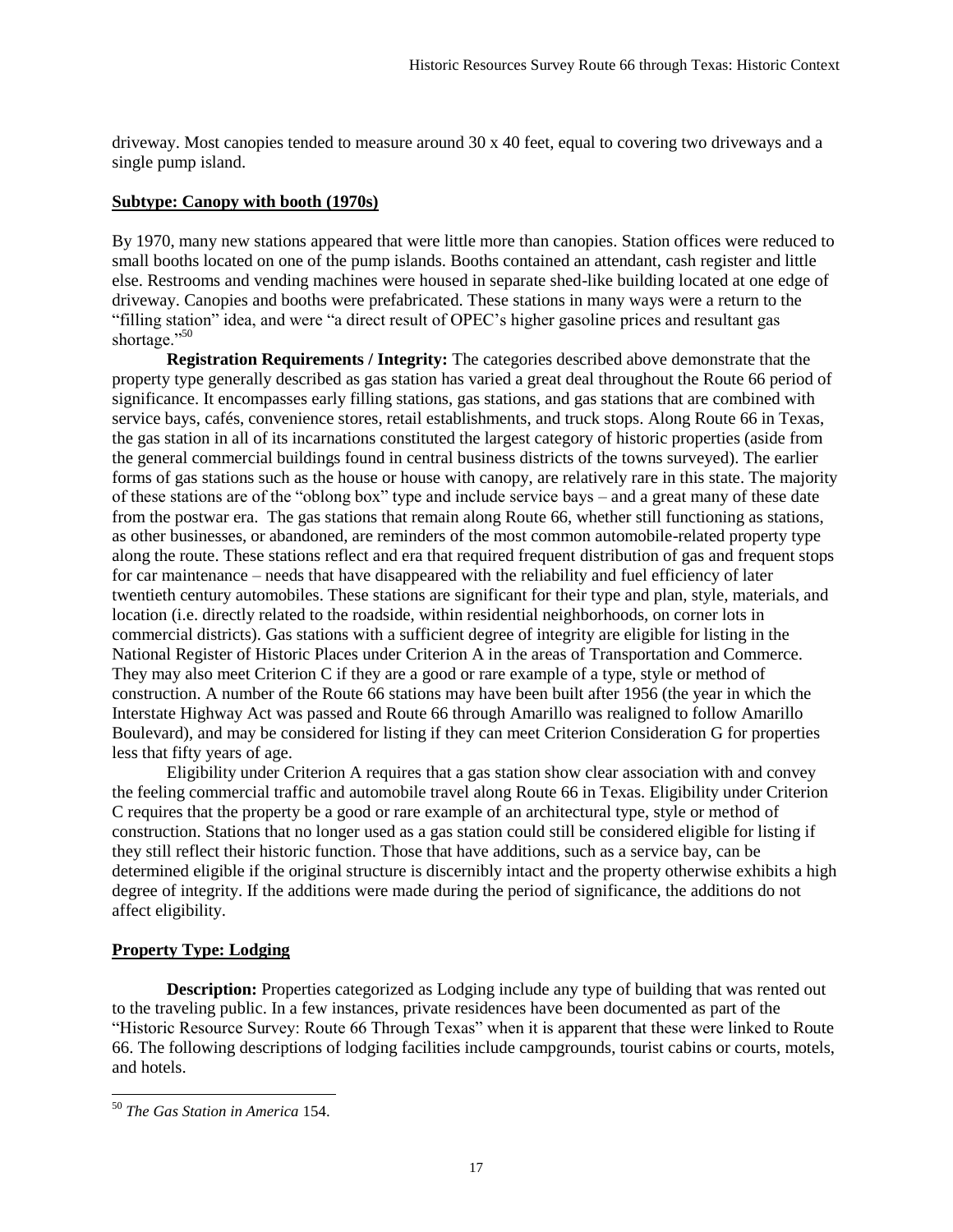driveway. Most canopies tended to measure around 30 x 40 feet, equal to covering two driveways and a single pump island.

**Subtype: Canopy with booth (1970s)**

By 1970, many new stations appeared that were little more than canopies. Station offices were reduced to small booths located on one of the pump islands. Booths contained an attendant, cash register and little else. Restrooms and vending machines were housed in separate shed-like building located at one edge of driveway. Canopies and booths were prefabricated. These stations in many ways were a return to the "filling station" idea, and were "a direct result of OPEC's higher gasoline prices and resultant gas shortage."[50]

**Registration Requirements / Integrity:** The categories described above demonstrate that the property type generally described as gas station has varied a great deal throughout the Route 66 period of significance. It encompasses early filling stations, gas stations, and gas stations that are combined with service bays, cafés, convenience stores, retail establishments, and truck stops. Along Route 66 in Texas, the gas station in all of its incarnations constituted the largest category of historic properties (aside from the general commercial buildings found in central business districts of the towns surveyed). The earlier forms of gas stations such as the house or house with canopy, are relatively rare in this state. The majority of these stations are of the "oblong box" type and include service bays – and a great many of these date from the postwar era. The gas stations that remain along Route 66, whether still functioning as stations, as other businesses, or abandoned, are reminders of the most common automobile-related property type along the route. These stations reflect and era that required frequent distribution of gas and frequent stops for car maintenance – needs that have disappeared with the reliability and fuel efficiency of later twentieth century automobiles. These stations are significant for their type and plan, style, materials, and location (i.e. directly related to the roadside, within residential neighborhoods, on corner lots in commercial districts). Gas stations with a sufficient degree of integrity are eligible for listing in the National Register of Historic Places under Criterion A in the areas of Transportation and Commerce. They may also meet Criterion C if they are a good or rare example of a type, style or method of construction. A number of the Route 66 stations may have been built after 1956 (the year in which the Interstate Highway Act was passed and Route 66 through Amarillo was realigned to follow Amarillo Boulevard), and may be considered for listing if they can meet Criterion Consideration G for properties less that fifty years of age.

Eligibility under Criterion A requires that a gas station show clear association with and convey the feeling commercial traffic and automobile travel along Route 66 in Texas. Eligibility under Criterion C requires that the property be a good or rare example of an architectural type, style or method of construction. Stations that no longer used as a gas station could still be considered eligible for listing if they still reflect their historic function. Those that have additions, such as a service bay, can be determined eligible if the original structure is discernibly intact and the property otherwise exhibits a high degree of integrity. If the additions were made during the period of significance, the additions do not affect eligibility.

**Property Type: Lodging**

**Description:** Properties categorized as Lodging include any type of building that was rented out to the traveling public. In a few instances, private residences have been documented as part of the "Historic Resource Survey: Route 66 Through Texas" when it is apparent that these were linked to Route 66. The following descriptions of lodging facilities include campgrounds, tourist cabins or courts, motels, and hotels.

[50] *The Gas Station in America* 154.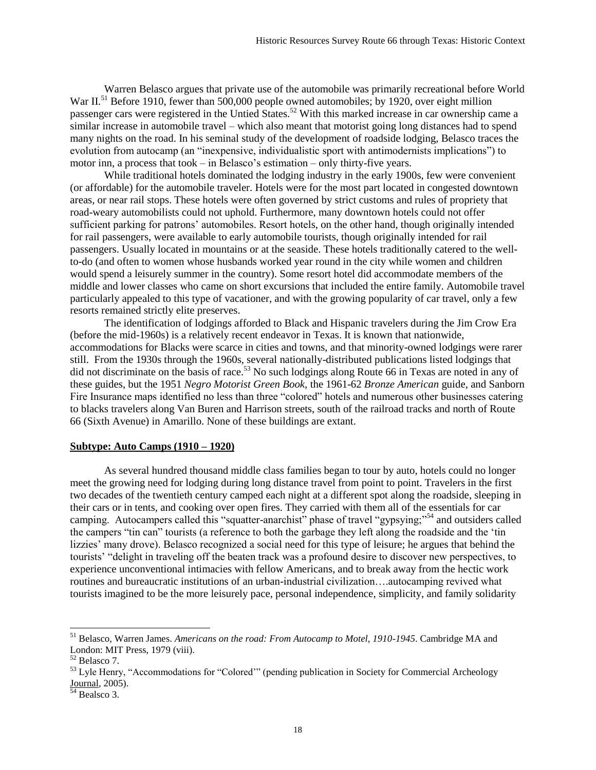Warren Belasco argues that private use of the automobile was primarily recreational before World War II.[51] Before 1910, fewer than 500,000 people owned automobiles; by 1920, over eight million passenger cars were registered in the Untied States.[52] With this marked increase in car ownership came a similar increase in automobile travel – which also meant that motorist going long distances had to spend many nights on the road. In his seminal study of the development of roadside lodging, Belasco traces the evolution from autocamp (an "inexpensive, individualistic sport with antimodernists implications") to motor inn, a process that took – in Belasco's estimation – only thirty-five years.

While traditional hotels dominated the lodging industry in the early 1900s, few were convenient (or affordable) for the automobile traveler. Hotels were for the most part located in congested downtown areas, or near rail stops. These hotels were often governed by strict customs and rules of propriety that road-weary automobilists could not uphold. Furthermore, many downtown hotels could not offer sufficient parking for patrons' automobiles. Resort hotels, on the other hand, though originally intended for rail passengers, were available to early automobile tourists, though originally intended for rail passengers. Usually located in mountains or at the seaside. These hotels traditionally catered to the well-to-do (and often to women whose husbands worked year round in the city while women and children would spend a leisurely summer in the country). Some resort hotel did accommodate members of the middle and lower classes who came on short excursions that included the entire family. Automobile travel particularly appealed to this type of vacationer, and with the growing popularity of car travel, only a few resorts remained strictly elite preserves.

The identification of lodgings afforded to Black and Hispanic travelers during the Jim Crow Era (before the mid-1960s) is a relatively recent endeavor in Texas. It is known that nationwide, accommodations for Blacks were scarce in cities and towns, and that minority-owned lodgings were rarer still. From the 1930s through the 1960s, several nationally-distributed publications listed lodgings that did not discriminate on the basis of race.[53] No such lodgings along Route 66 in Texas are noted in any of these guides, but the 1951 *Negro Motorist Green Book*, the 1961-62 *Bronze American* guide, and Sanborn Fire Insurance maps identified no less than three "colored" hotels and numerous other businesses catering to blacks travelers along Van Buren and Harrison streets, south of the railroad tracks and north of Route 66 (Sixth Avenue) in Amarillo. None of these buildings are extant.

**Subtype: Auto Camps (1910 – 1920)**

As several hundred thousand middle class families began to tour by auto, hotels could no longer meet the growing need for lodging during long distance travel from point to point. Travelers in the first two decades of the twentieth century camped each night at a different spot along the roadside, sleeping in their cars or in tents, and cooking over open fires. They carried with them all of the essentials for car camping. Autocampers called this "squatter-anarchist" phase of travel "gypsying;"[54] and outsiders called the campers "tin can" tourists (a reference to both the garbage they left along the roadside and the 'tin lizzies' many drove). Belasco recognized a social need for this type of leisure; he argues that behind the tourists' "delight in traveling off the beaten track was a profound desire to discover new perspectives, to experience unconventional intimacies with fellow Americans, and to break away from the hectic work routines and bureaucratic institutions of an urban-industrial civilization….autocamping revived what tourists imagined to be the more leisurely pace, personal independence, simplicity, and family solidarity

---

[51] Belasco, Warren James. *Americans on the road: From Autocamp to Motel, 1910-1945*. Cambridge MA and London: MIT Press, 1979 (viii).

[52] Belasco 7.

[53] Lyle Henry, "Accommodations for "Colored"" (pending publication in Society for Commercial Archeology Journal, 2005).

[54] Bealsco 3.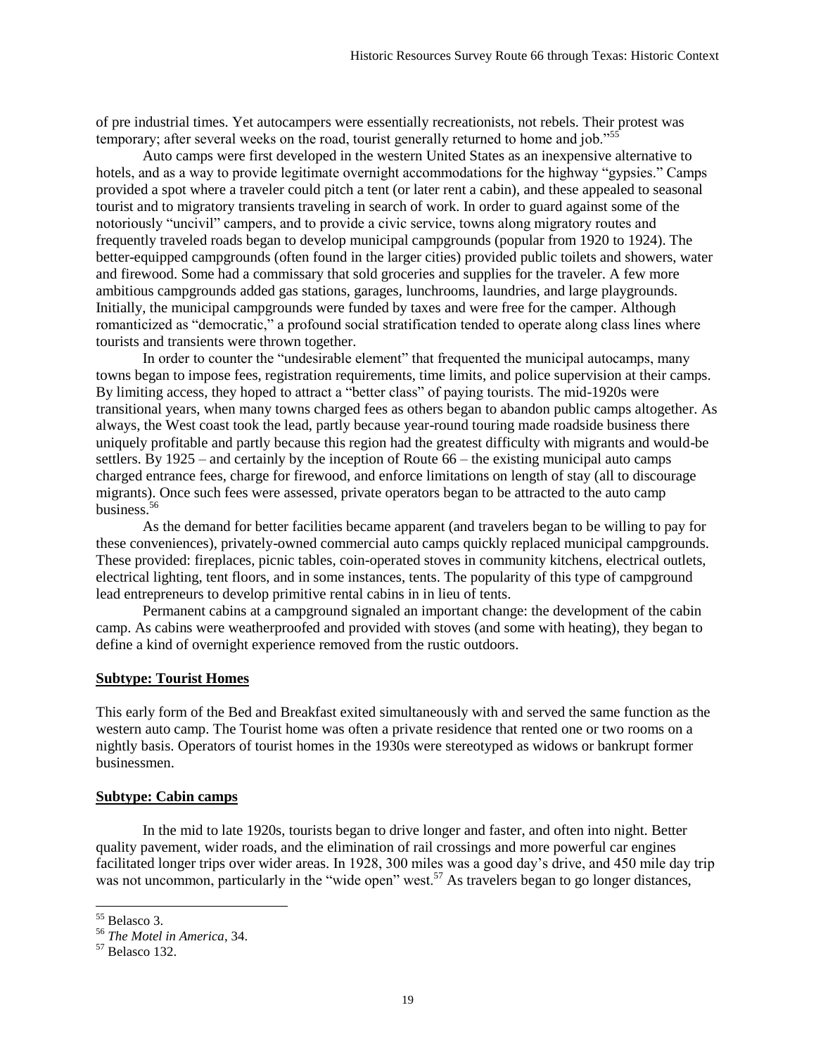of pre industrial times. Yet autocampers were essentially recreationists, not rebels. Their protest was temporary; after several weeks on the road, tourist generally returned to home and job."[55]

Auto camps were first developed in the western United States as an inexpensive alternative to hotels, and as a way to provide legitimate overnight accommodations for the highway "gypsies." Camps provided a spot where a traveler could pitch a tent (or later rent a cabin), and these appealed to seasonal tourist and to migratory transients traveling in search of work. In order to guard against some of the notoriously "uncivil" campers, and to provide a civic service, towns along migratory routes and frequently traveled roads began to develop municipal campgrounds (popular from 1920 to 1924). The better-equipped campgrounds (often found in the larger cities) provided public toilets and showers, water and firewood. Some had a commissary that sold groceries and supplies for the traveler. A few more ambitious campgrounds added gas stations, garages, lunchrooms, laundries, and large playgrounds. Initially, the municipal campgrounds were funded by taxes and were free for the camper. Although romanticized as "democratic," a profound social stratification tended to operate along class lines where tourists and transients were thrown together.

In order to counter the "undesirable element" that frequented the municipal autocamps, many towns began to impose fees, registration requirements, time limits, and police supervision at their camps. By limiting access, they hoped to attract a "better class" of paying tourists. The mid-1920s were transitional years, when many towns charged fees as others began to abandon public camps altogether. As always, the West coast took the lead, partly because year-round touring made roadside business there uniquely profitable and partly because this region had the greatest difficulty with migrants and would-be settlers. By 1925 – and certainly by the inception of Route 66 – the existing municipal auto camps charged entrance fees, charge for firewood, and enforce limitations on length of stay (all to discourage migrants). Once such fees were assessed, private operators began to be attracted to the auto camp business.[56]

As the demand for better facilities became apparent (and travelers began to be willing to pay for these conveniences), privately-owned commercial auto camps quickly replaced municipal campgrounds. These provided: fireplaces, picnic tables, coin-operated stoves in community kitchens, electrical outlets, electrical lighting, tent floors, and in some instances, tents. The popularity of this type of campground lead entrepreneurs to develop primitive rental cabins in in lieu of tents.

Permanent cabins at a campground signaled an important change: the development of the cabin camp. As cabins were weatherproofed and provided with stoves (and some with heating), they began to define a kind of overnight experience removed from the rustic outdoors.

**Subtype: Tourist Homes**

This early form of the Bed and Breakfast exited simultaneously with and served the same function as the western auto camp. The Tourist home was often a private residence that rented one or two rooms on a nightly basis. Operators of tourist homes in the 1930s were stereotyped as widows or bankrupt former businessmen.

**Subtype: Cabin camps**

In the mid to late 1920s, tourists began to drive longer and faster, and often into night. Better quality pavement, wider roads, and the elimination of rail crossings and more powerful car engines facilitated longer trips over wider areas. In 1928, 300 miles was a good day's drive, and 450 mile day trip was not uncommon, particularly in the "wide open" west.[57] As travelers began to go longer distances,

---

[55] Belasco 3.

[56] *The Motel in America*, 34.

[57] Belasco 132.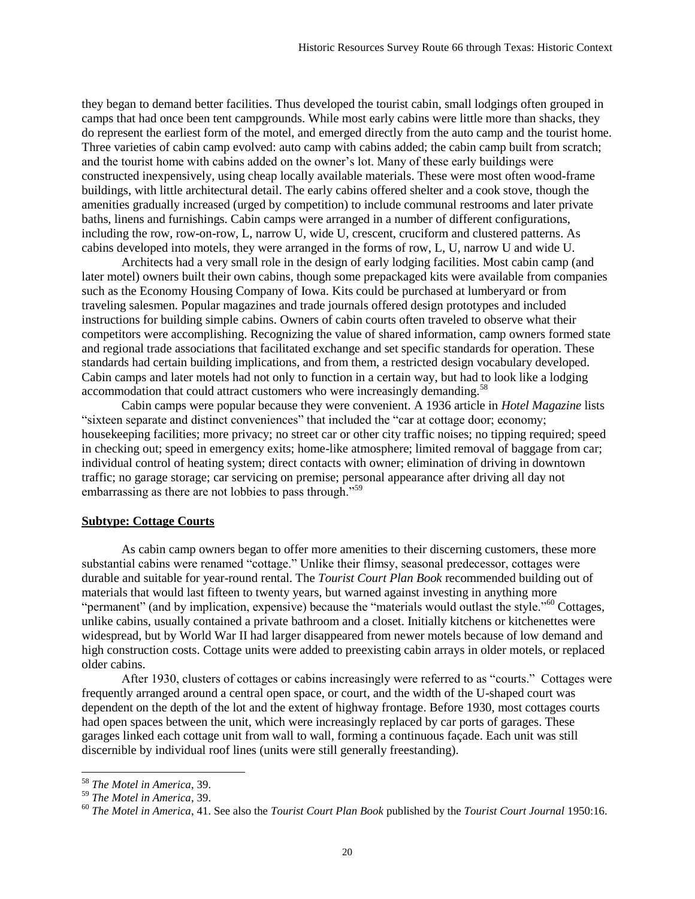they began to demand better facilities. Thus developed the tourist cabin, small lodgings often grouped in camps that had once been tent campgrounds. While most early cabins were little more than shacks, they do represent the earliest form of the motel, and emerged directly from the auto camp and the tourist home. Three varieties of cabin camp evolved: auto camp with cabins added; the cabin camp built from scratch; and the tourist home with cabins added on the owner's lot. Many of these early buildings were constructed inexpensively, using cheap locally available materials. These were most often wood-frame buildings, with little architectural detail. The early cabins offered shelter and a cook stove, though the amenities gradually increased (urged by competition) to include communal restrooms and later private baths, linens and furnishings. Cabin camps were arranged in a number of different configurations, including the row, row-on-row, L, narrow U, wide U, crescent, cruciform and clustered patterns. As cabins developed into motels, they were arranged in the forms of row, L, U, narrow U and wide U.

Architects had a very small role in the design of early lodging facilities. Most cabin camp (and later motel) owners built their own cabins, though some prepackaged kits were available from companies such as the Economy Housing Company of Iowa. Kits could be purchased at lumberyard or from traveling salesmen. Popular magazines and trade journals offered design prototypes and included instructions for building simple cabins. Owners of cabin courts often traveled to observe what their competitors were accomplishing. Recognizing the value of shared information, camp owners formed state and regional trade associations that facilitated exchange and set specific standards for operation. These standards had certain building implications, and from them, a restricted design vocabulary developed. Cabin camps and later motels had not only to function in a certain way, but had to look like a lodging accommodation that could attract customers who were increasingly demanding.[58]

Cabin camps were popular because they were convenient. A 1936 article in *Hotel Magazine* lists "sixteen separate and distinct conveniences" that included the "car at cottage door; economy; housekeeping facilities; more privacy; no street car or other city traffic noises; no tipping required; speed in checking out; speed in emergency exits; home-like atmosphere; limited removal of baggage from car; individual control of heating system; direct contacts with owner; elimination of driving in downtown traffic; no garage storage; car servicing on premise; personal appearance after driving all day not embarrassing as there are not lobbies to pass through."[59]

**Subtype: Cottage Courts**

As cabin camp owners began to offer more amenities to their discerning customers, these more substantial cabins were renamed "cottage." Unlike their flimsy, seasonal predecessor, cottages were durable and suitable for year-round rental. The *Tourist Court Plan Book* recommended building out of materials that would last fifteen to twenty years, but warned against investing in anything more "permanent" (and by implication, expensive) because the "materials would outlast the style."[60] Cottages, unlike cabins, usually contained a private bathroom and a closet. Initially kitchens or kitchenettes were widespread, but by World War II had larger disappeared from newer motels because of low demand and high construction costs. Cottage units were added to preexisting cabin arrays in older motels, or replaced older cabins.

After 1930, clusters of cottages or cabins increasingly were referred to as "courts." Cottages were frequently arranged around a central open space, or court, and the width of the U-shaped court was dependent on the depth of the lot and the extent of highway frontage. Before 1930, most cottages courts had open spaces between the unit, which were increasingly replaced by car ports of garages. These garages linked each cottage unit from wall to wall, forming a continuous façade. Each unit was still discernible by individual roof lines (units were still generally freestanding).

---

[58] *The Motel in America*, 39.

[59] *The Motel in America*, 39.

[60] *The Motel in America*, 41. See also the *Tourist Court Plan Book* published by the *Tourist Court Journal* 1950:16.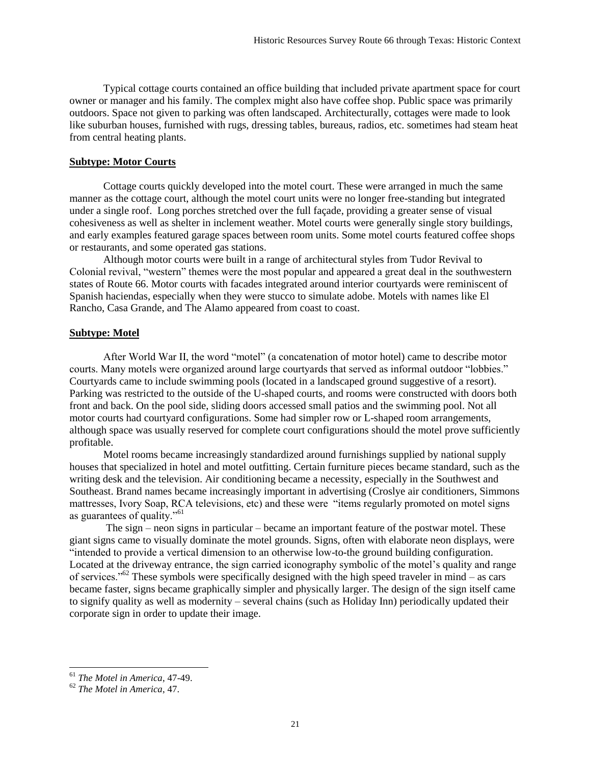Typical cottage courts contained an office building that included private apartment space for court owner or manager and his family. The complex might also have coffee shop. Public space was primarily outdoors. Space not given to parking was often landscaped. Architecturally, cottages were made to look like suburban houses, furnished with rugs, dressing tables, bureaus, radios, etc. sometimes had steam heat from central heating plants.

**Subtype: Motor Courts**

Cottage courts quickly developed into the motel court. These were arranged in much the same manner as the cottage court, although the motel court units were no longer free-standing but integrated under a single roof. Long porches stretched over the full façade, providing a greater sense of visual cohesiveness as well as shelter in inclement weather. Motel courts were generally single story buildings, and early examples featured garage spaces between room units. Some motel courts featured coffee shops or restaurants, and some operated gas stations.

Although motor courts were built in a range of architectural styles from Tudor Revival to Colonial revival, "western" themes were the most popular and appeared a great deal in the southwestern states of Route 66. Motor courts with facades integrated around interior courtyards were reminiscent of Spanish haciendas, especially when they were stucco to simulate adobe. Motels with names like El Rancho, Casa Grande, and The Alamo appeared from coast to coast.

**Subtype: Motel**

After World War II, the word "motel" (a concatenation of motor hotel) came to describe motor courts. Many motels were organized around large courtyards that served as informal outdoor "lobbies." Courtyards came to include swimming pools (located in a landscaped ground suggestive of a resort). Parking was restricted to the outside of the U-shaped courts, and rooms were constructed with doors both front and back. On the pool side, sliding doors accessed small patios and the swimming pool. Not all motor courts had courtyard configurations. Some had simpler row or L-shaped room arrangements, although space was usually reserved for complete court configurations should the motel prove sufficiently profitable.

Motel rooms became increasingly standardized around furnishings supplied by national supply houses that specialized in hotel and motel outfitting. Certain furniture pieces became standard, such as the writing desk and the television. Air conditioning became a necessity, especially in the Southwest and Southeast. Brand names became increasingly important in advertising (Croslye air conditioners, Simmons mattresses, Ivory Soap, RCA televisions, etc) and these were "items regularly promoted on motel signs as guarantees of quality."[61]

The sign – neon signs in particular – became an important feature of the postwar motel. These giant signs came to visually dominate the motel grounds. Signs, often with elaborate neon displays, were "intended to provide a vertical dimension to an otherwise low-to-the ground building configuration. Located at the driveway entrance, the sign carried iconography symbolic of the motel's quality and range of services."[62] These symbols were specifically designed with the high speed traveler in mind – as cars became faster, signs became graphically simpler and physically larger. The design of the sign itself came to signify quality as well as modernity – several chains (such as Holiday Inn) periodically updated their corporate sign in order to update their image.

---

[61] *The Motel in America*, 47-49.

[62] *The Motel in America*, 47.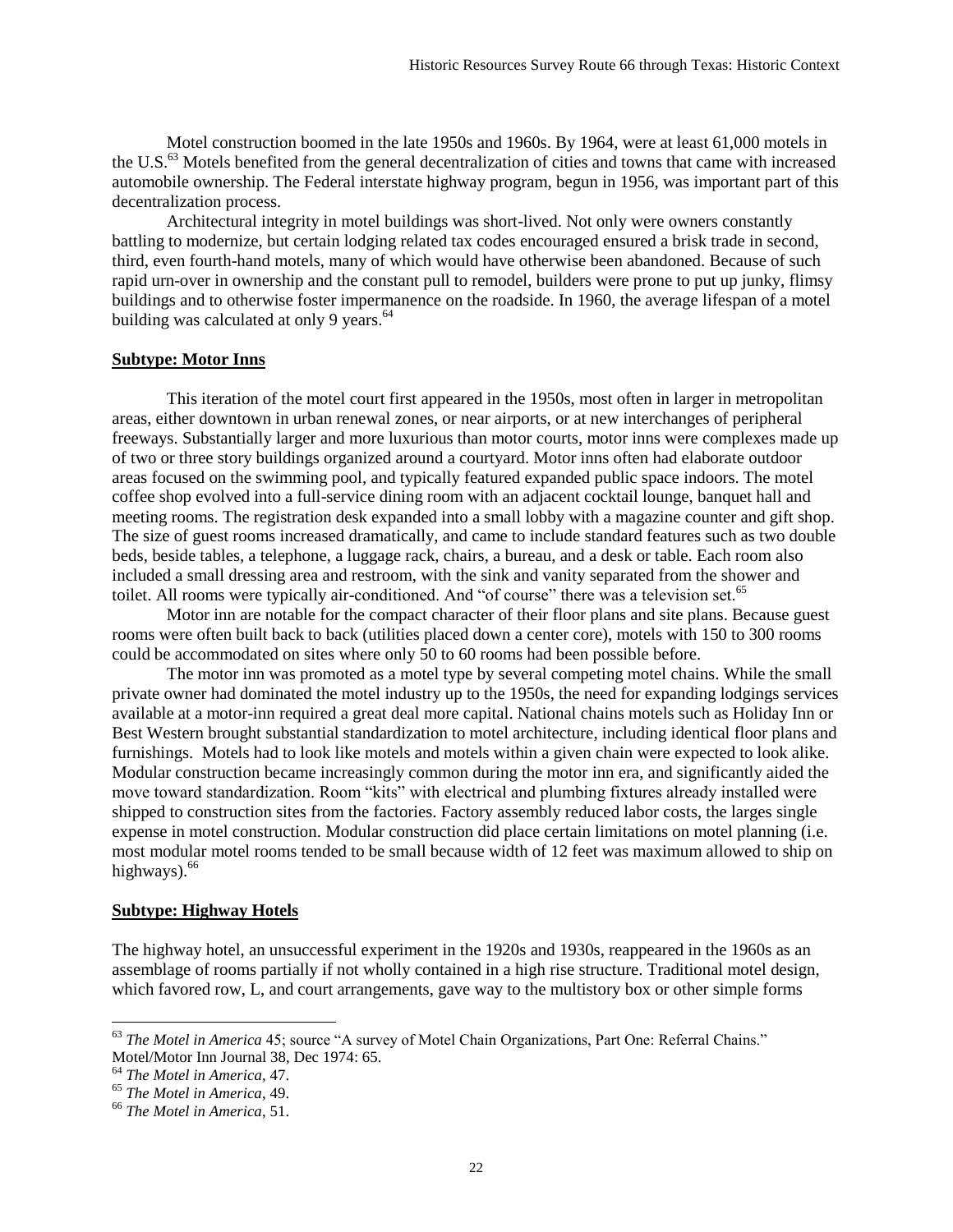Motel construction boomed in the late 1950s and 1960s. By 1964, were at least 61,000 motels in the U.S.[63] Motels benefited from the general decentralization of cities and towns that came with increased automobile ownership. The Federal interstate highway program, begun in 1956, was important part of this decentralization process.

Architectural integrity in motel buildings was short-lived. Not only were owners constantly battling to modernize, but certain lodging related tax codes encouraged ensured a brisk trade in second, third, even fourth-hand motels, many of which would have otherwise been abandoned. Because of such rapid urn-over in ownership and the constant pull to remodel, builders were prone to put up junky, flimsy buildings and to otherwise foster impermanence on the roadside. In 1960, the average lifespan of a motel building was calculated at only 9 years.[64]

**Subtype: Motor Inns**

This iteration of the motel court first appeared in the 1950s, most often in larger in metropolitan areas, either downtown in urban renewal zones, or near airports, or at new interchanges of peripheral freeways. Substantially larger and more luxurious than motor courts, motor inns were complexes made up of two or three story buildings organized around a courtyard. Motor inns often had elaborate outdoor areas focused on the swimming pool, and typically featured expanded public space indoors. The motel coffee shop evolved into a full-service dining room with an adjacent cocktail lounge, banquet hall and meeting rooms. The registration desk expanded into a small lobby with a magazine counter and gift shop. The size of guest rooms increased dramatically, and came to include standard features such as two double beds, beside tables, a telephone, a luggage rack, chairs, a bureau, and a desk or table. Each room also included a small dressing area and restroom, with the sink and vanity separated from the shower and toilet. All rooms were typically air-conditioned. And "of course" there was a television set.[65]

Motor inn are notable for the compact character of their floor plans and site plans. Because guest rooms were often built back to back (utilities placed down a center core), motels with 150 to 300 rooms could be accommodated on sites where only 50 to 60 rooms had been possible before.

The motor inn was promoted as a motel type by several competing motel chains. While the small private owner had dominated the motel industry up to the 1950s, the need for expanding lodgings services available at a motor-inn required a great deal more capital. National chains motels such as Holiday Inn or Best Western brought substantial standardization to motel architecture, including identical floor plans and furnishings. Motels had to look like motels and motels within a given chain were expected to look alike. Modular construction became increasingly common during the motor inn era, and significantly aided the move toward standardization. Room "kits" with electrical and plumbing fixtures already installed were shipped to construction sites from the factories. Factory assembly reduced labor costs, the larges single expense in motel construction. Modular construction did place certain limitations on motel planning (i.e. most modular motel rooms tended to be small because width of 12 feet was maximum allowed to ship on highways).[66]

**Subtype: Highway Hotels**

The highway hotel, an unsuccessful experiment in the 1920s and 1930s, reappeared in the 1960s as an assemblage of rooms partially if not wholly contained in a high rise structure. Traditional motel design, which favored row, L, and court arrangements, gave way to the multistory box or other simple forms

---

[63] *The Motel in America* 45; source "A survey of Motel Chain Organizations, Part One: Referral Chains." Motel/Motor Inn Journal 38, Dec 1974: 65.

[64] *The Motel in America*, 47.

[65] *The Motel in America*, 49.

[66] *The Motel in America*, 51.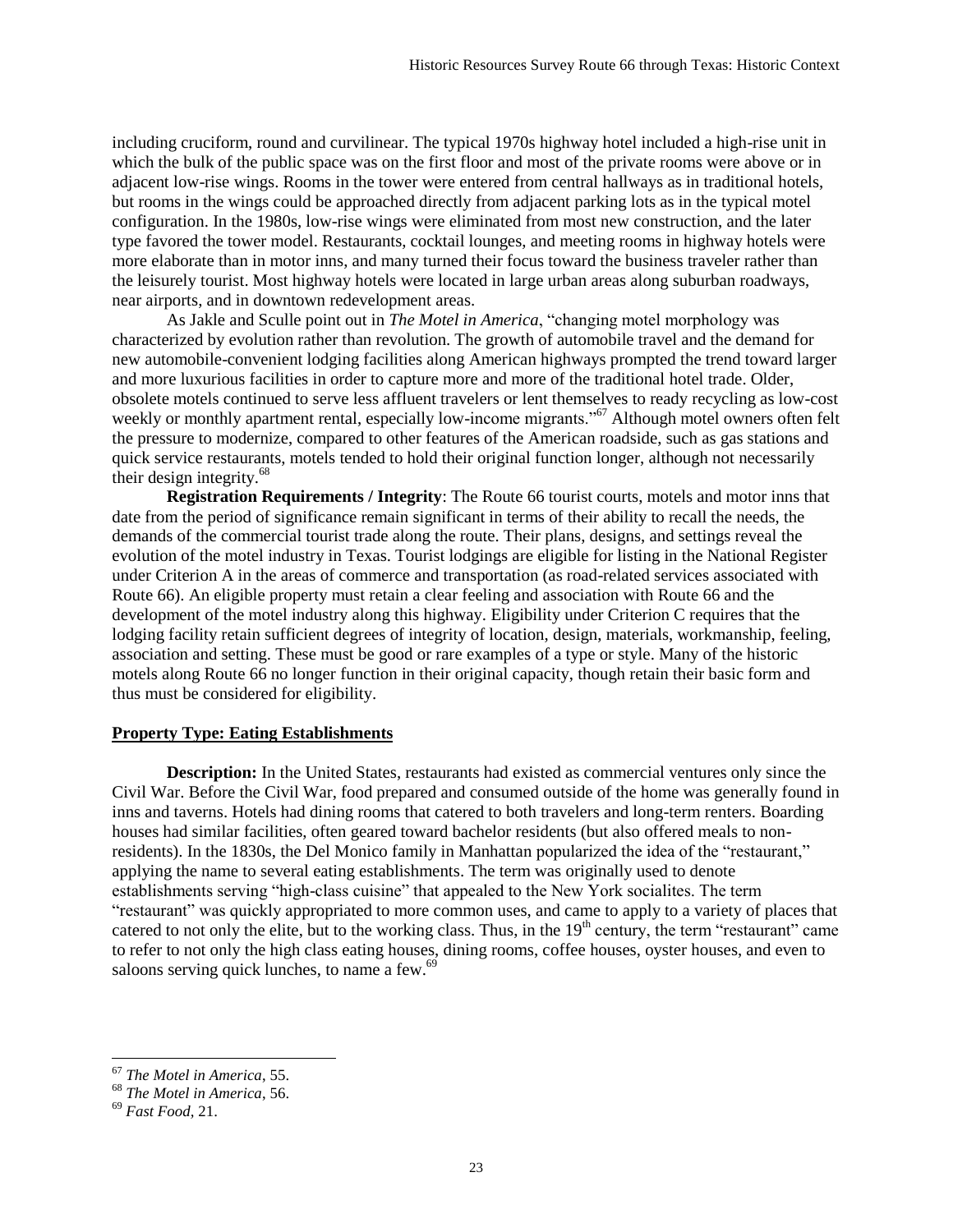including cruciform, round and curvilinear. The typical 1970s highway hotel included a high-rise unit in which the bulk of the public space was on the first floor and most of the private rooms were above or in adjacent low-rise wings. Rooms in the tower were entered from central hallways as in traditional hotels, but rooms in the wings could be approached directly from adjacent parking lots as in the typical motel configuration. In the 1980s, low-rise wings were eliminated from most new construction, and the later type favored the tower model. Restaurants, cocktail lounges, and meeting rooms in highway hotels were more elaborate than in motor inns, and many turned their focus toward the business traveler rather than the leisurely tourist. Most highway hotels were located in large urban areas along suburban roadways, near airports, and in downtown redevelopment areas.

As Jakle and Sculle point out in *The Motel in America*, "changing motel morphology was characterized by evolution rather than revolution. The growth of automobile travel and the demand for new automobile-convenient lodging facilities along American highways prompted the trend toward larger and more luxurious facilities in order to capture more and more of the traditional hotel trade. Older, obsolete motels continued to serve less affluent travelers or lent themselves to ready recycling as low-cost weekly or monthly apartment rental, especially low-income migrants."[67] Although motel owners often felt the pressure to modernize, compared to other features of the American roadside, such as gas stations and quick service restaurants, motels tended to hold their original function longer, although not necessarily their design integrity.[68]

**Registration Requirements / Integrity**: The Route 66 tourist courts, motels and motor inns that date from the period of significance remain significant in terms of their ability to recall the needs, the demands of the commercial tourist trade along the route. Their plans, designs, and settings reveal the evolution of the motel industry in Texas. Tourist lodgings are eligible for listing in the National Register under Criterion A in the areas of commerce and transportation (as road-related services associated with Route 66). An eligible property must retain a clear feeling and association with Route 66 and the development of the motel industry along this highway. Eligibility under Criterion C requires that the lodging facility retain sufficient degrees of integrity of location, design, materials, workmanship, feeling, association and setting. These must be good or rare examples of a type or style. Many of the historic motels along Route 66 no longer function in their original capacity, though retain their basic form and thus must be considered for eligibility.

## Property Type: Eating Establishments

**Description:** In the United States, restaurants had existed as commercial ventures only since the Civil War. Before the Civil War, food prepared and consumed outside of the home was generally found in inns and taverns. Hotels had dining rooms that catered to both travelers and long-term renters. Boarding houses had similar facilities, often geared toward bachelor residents (but also offered meals to non-residents). In the 1830s, the Del Monico family in Manhattan popularized the idea of the "restaurant," applying the name to several eating establishments. The term was originally used to denote establishments serving "high-class cuisine" that appealed to the New York socialites. The term "restaurant" was quickly appropriated to more common uses, and came to apply to a variety of places that catered to not only the elite, but to the working class. Thus, in the 19th century, the term "restaurant" came to refer to not only the high class eating houses, dining rooms, coffee houses, oyster houses, and even to saloons serving quick lunches, to name a few.[69]

---

[67] *The Motel in America*, 55.

[68] *The Motel in America*, 56.

[69] *Fast Food*, 21.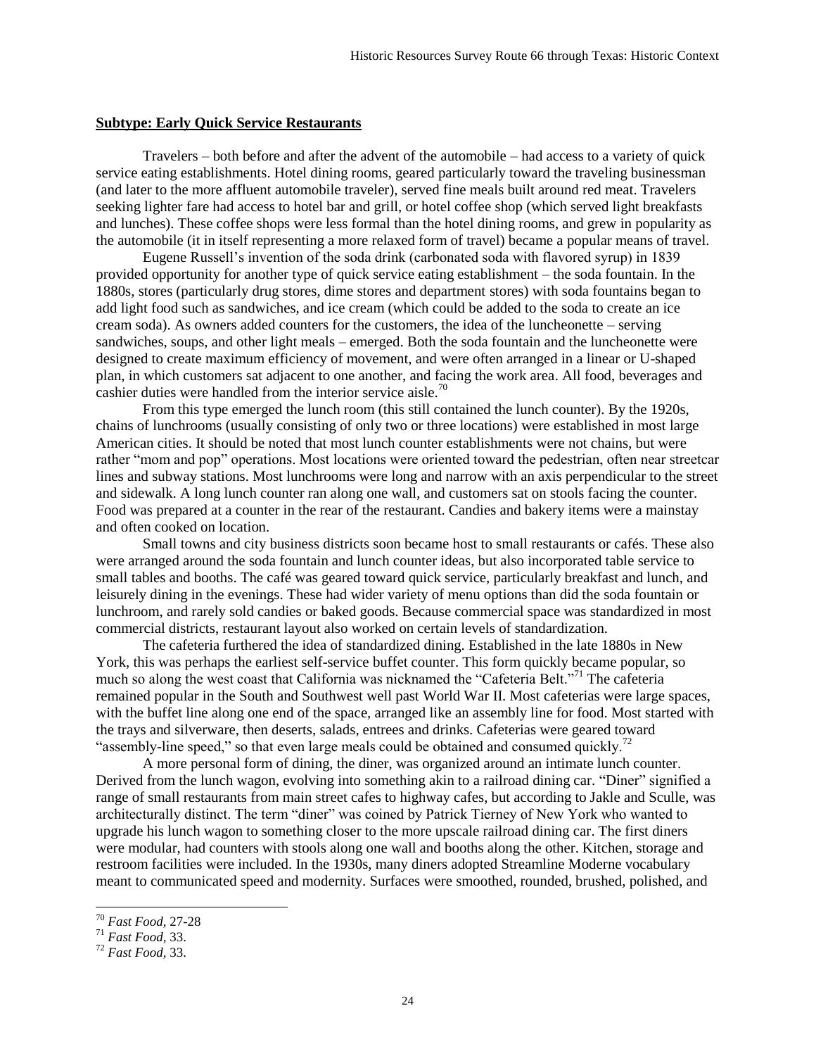**Subtype: Early Quick Service Restaurants**

Travelers – both before and after the advent of the automobile – had access to a variety of quick service eating establishments. Hotel dining rooms, geared particularly toward the traveling businessman (and later to the more affluent automobile traveler), served fine meals built around red meat. Travelers seeking lighter fare had access to hotel bar and grill, or hotel coffee shop (which served light breakfasts and lunches). These coffee shops were less formal than the hotel dining rooms, and grew in popularity as the automobile (it in itself representing a more relaxed form of travel) became a popular means of travel.

Eugene Russell's invention of the soda drink (carbonated soda with flavored syrup) in 1839 provided opportunity for another type of quick service eating establishment – the soda fountain. In the 1880s, stores (particularly drug stores, dime stores and department stores) with soda fountains began to add light food such as sandwiches, and ice cream (which could be added to the soda to create an ice cream soda). As owners added counters for the customers, the idea of the luncheonette – serving sandwiches, soups, and other light meals – emerged. Both the soda fountain and the luncheonette were designed to create maximum efficiency of movement, and were often arranged in a linear or U-shaped plan, in which customers sat adjacent to one another, and facing the work area. All food, beverages and cashier duties were handled from the interior service aisle.[70]

From this type emerged the lunch room (this still contained the lunch counter). By the 1920s, chains of lunchrooms (usually consisting of only two or three locations) were established in most large American cities. It should be noted that most lunch counter establishments were not chains, but were rather "mom and pop" operations. Most locations were oriented toward the pedestrian, often near streetcar lines and subway stations. Most lunchrooms were long and narrow with an axis perpendicular to the street and sidewalk. A long lunch counter ran along one wall, and customers sat on stools facing the counter. Food was prepared at a counter in the rear of the restaurant. Candies and bakery items were a mainstay and often cooked on location.

Small towns and city business districts soon became host to small restaurants or cafés. These also were arranged around the soda fountain and lunch counter ideas, but also incorporated table service to small tables and booths. The café was geared toward quick service, particularly breakfast and lunch, and leisurely dining in the evenings. These had wider variety of menu options than did the soda fountain or lunchroom, and rarely sold candies or baked goods. Because commercial space was standardized in most commercial districts, restaurant layout also worked on certain levels of standardization.

The cafeteria furthered the idea of standardized dining. Established in the late 1880s in New York, this was perhaps the earliest self-service buffet counter. This form quickly became popular, so much so along the west coast that California was nicknamed the "Cafeteria Belt."[71] The cafeteria remained popular in the South and Southwest well past World War II. Most cafeterias were large spaces, with the buffet line along one end of the space, arranged like an assembly line for food. Most started with the trays and silverware, then deserts, salads, entrees and drinks. Cafeterias were geared toward "assembly-line speed," so that even large meals could be obtained and consumed quickly.[72]

A more personal form of dining, the diner, was organized around an intimate lunch counter. Derived from the lunch wagon, evolving into something akin to a railroad dining car. "Diner" signified a range of small restaurants from main street cafes to highway cafes, but according to Jakle and Sculle, was architecturally distinct. The term "diner" was coined by Patrick Tierney of New York who wanted to upgrade his lunch wagon to something closer to the more upscale railroad dining car. The first diners were modular, had counters with stools along one wall and booths along the other. Kitchen, storage and restroom facilities were included. In the 1930s, many diners adopted Streamline Moderne vocabulary meant to communicated speed and modernity. Surfaces were smoothed, rounded, brushed, polished, and

---

[70] *Fast Food*, 27-28

[71] *Fast Food*, 33.

[72] *Fast Food*, 33.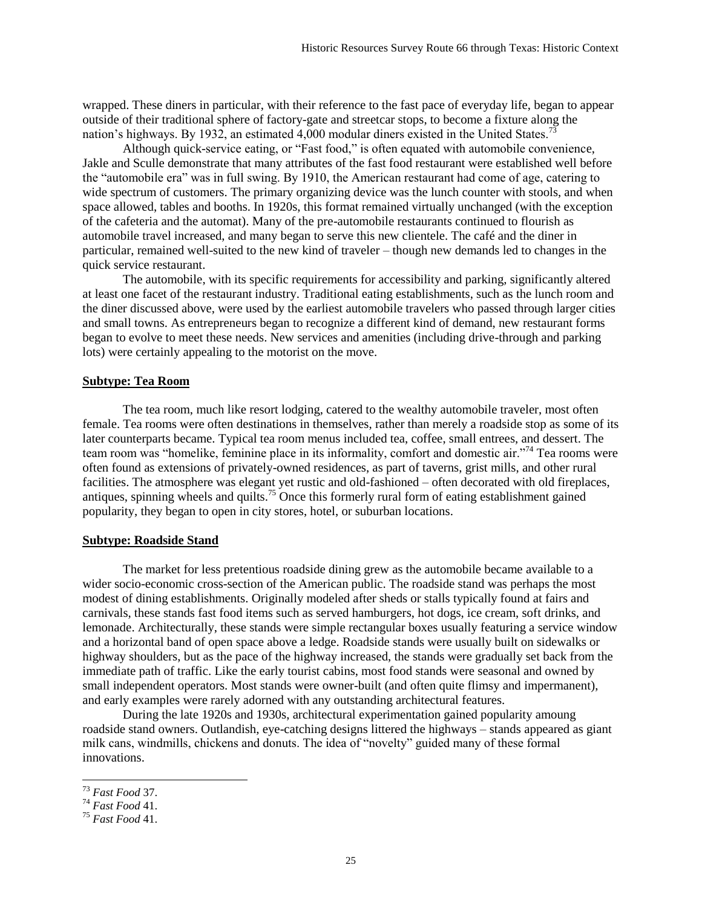wrapped. These diners in particular, with their reference to the fast pace of everyday life, began to appear outside of their traditional sphere of factory-gate and streetcar stops, to become a fixture along the nation's highways. By 1932, an estimated 4,000 modular diners existed in the United States.[73]

Although quick-service eating, or "Fast food," is often equated with automobile convenience, Jakle and Sculle demonstrate that many attributes of the fast food restaurant were established well before the "automobile era" was in full swing. By 1910, the American restaurant had come of age, catering to wide spectrum of customers. The primary organizing device was the lunch counter with stools, and when space allowed, tables and booths. In 1920s, this format remained virtually unchanged (with the exception of the cafeteria and the automat). Many of the pre-automobile restaurants continued to flourish as automobile travel increased, and many began to serve this new clientele. The café and the diner in particular, remained well-suited to the new kind of traveler – though new demands led to changes in the quick service restaurant.

The automobile, with its specific requirements for accessibility and parking, significantly altered at least one facet of the restaurant industry. Traditional eating establishments, such as the lunch room and the diner discussed above, were used by the earliest automobile travelers who passed through larger cities and small towns. As entrepreneurs began to recognize a different kind of demand, new restaurant forms began to evolve to meet these needs. New services and amenities (including drive-through and parking lots) were certainly appealing to the motorist on the move.

**Subtype: Tea Room**

The tea room, much like resort lodging, catered to the wealthy automobile traveler, most often female. Tea rooms were often destinations in themselves, rather than merely a roadside stop as some of its later counterparts became. Typical tea room menus included tea, coffee, small entrees, and dessert. The team room was "homelike, feminine place in its informality, comfort and domestic air."[74] Tea rooms were often found as extensions of privately-owned residences, as part of taverns, grist mills, and other rural facilities. The atmosphere was elegant yet rustic and old-fashioned – often decorated with old fireplaces, antiques, spinning wheels and quilts.[75] Once this formerly rural form of eating establishment gained popularity, they began to open in city stores, hotel, or suburban locations.

**Subtype: Roadside Stand**

The market for less pretentious roadside dining grew as the automobile became available to a wider socio-economic cross-section of the American public. The roadside stand was perhaps the most modest of dining establishments. Originally modeled after sheds or stalls typically found at fairs and carnivals, these stands fast food items such as served hamburgers, hot dogs, ice cream, soft drinks, and lemonade. Architecturally, these stands were simple rectangular boxes usually featuring a service window and a horizontal band of open space above a ledge. Roadside stands were usually built on sidewalks or highway shoulders, but as the pace of the highway increased, the stands were gradually set back from the immediate path of traffic. Like the early tourist cabins, most food stands were seasonal and owned by small independent operators. Most stands were owner-built (and often quite flimsy and impermanent), and early examples were rarely adorned with any outstanding architectural features.

During the late 1920s and 1930s, architectural experimentation gained popularity amoung roadside stand owners. Outlandish, eye-catching designs littered the highways – stands appeared as giant milk cans, windmills, chickens and donuts. The idea of "novelty" guided many of these formal innovations.

---

[73] *Fast Food* 37.

[74] *Fast Food* 41.

[75] *Fast Food* 41.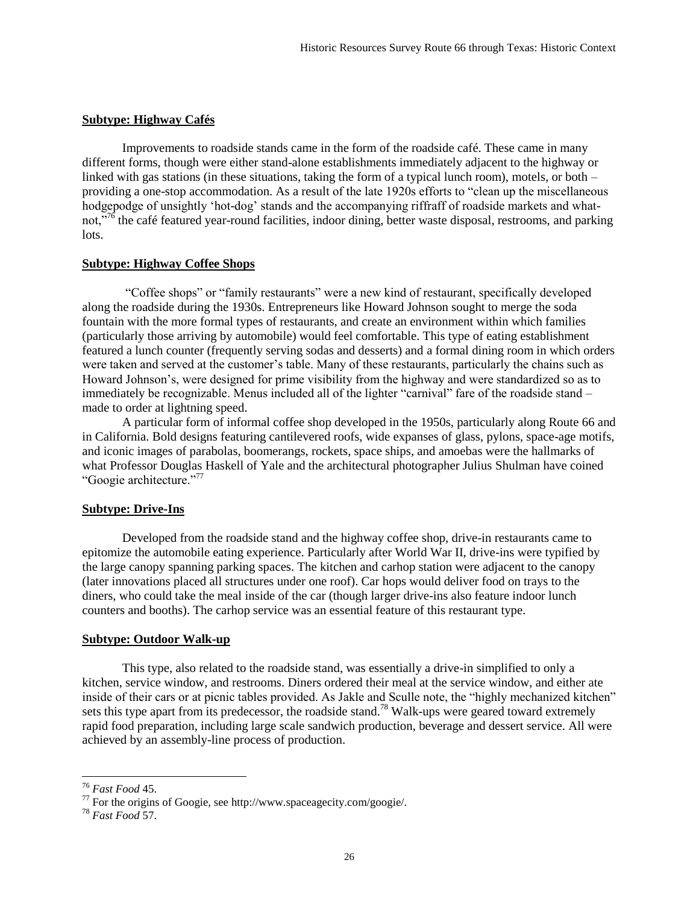**Subtype: Highway Cafés**

Improvements to roadside stands came in the form of the roadside café. These came in many different forms, though were either stand-alone establishments immediately adjacent to the highway or linked with gas stations (in these situations, taking the form of a typical lunch room), motels, or both – providing a one-stop accommodation. As a result of the late 1920s efforts to "clean up the miscellaneous hodgepodge of unsightly 'hot-dog' stands and the accompanying riffraff of roadside markets and what-not,"[76] the café featured year-round facilities, indoor dining, better waste disposal, restrooms, and parking lots.

**Subtype: Highway Coffee Shops**

"Coffee shops" or "family restaurants" were a new kind of restaurant, specifically developed along the roadside during the 1930s. Entrepreneurs like Howard Johnson sought to merge the soda fountain with the more formal types of restaurants, and create an environment within which families (particularly those arriving by automobile) would feel comfortable. This type of eating establishment featured a lunch counter (frequently serving sodas and desserts) and a formal dining room in which orders were taken and served at the customer's table. Many of these restaurants, particularly the chains such as Howard Johnson's, were designed for prime visibility from the highway and were standardized so as to immediately be recognizable. Menus included all of the lighter "carnival" fare of the roadside stand – made to order at lightning speed.

A particular form of informal coffee shop developed in the 1950s, particularly along Route 66 and in California. Bold designs featuring cantilevered roofs, wide expanses of glass, pylons, space-age motifs, and iconic images of parabolas, boomerangs, rockets, space ships, and amoebas were the hallmarks of what Professor Douglas Haskell of Yale and the architectural photographer Julius Shulman have coined "Googie architecture."[77]

**Subtype: Drive-Ins**

Developed from the roadside stand and the highway coffee shop, drive-in restaurants came to epitomize the automobile eating experience. Particularly after World War II, drive-ins were typified by the large canopy spanning parking spaces. The kitchen and carhop station were adjacent to the canopy (later innovations placed all structures under one roof). Car hops would deliver food on trays to the diners, who could take the meal inside of the car (though larger drive-ins also feature indoor lunch counters and booths). The carhop service was an essential feature of this restaurant type.

**Subtype: Outdoor Walk-up**

This type, also related to the roadside stand, was essentially a drive-in simplified to only a kitchen, service window, and restrooms. Diners ordered their meal at the service window, and either ate inside of their cars or at picnic tables provided. As Jakle and Sculle note, the "highly mechanized kitchen" sets this type apart from its predecessor, the roadside stand.[78] Walk-ups were geared toward extremely rapid food preparation, including large scale sandwich production, beverage and dessert service. All were achieved by an assembly-line process of production.

---

[76] *Fast Food* 45.

[77] For the origins of Googie, see http://www.spaceagecity.com/googie/.

[78] *Fast Food* 57.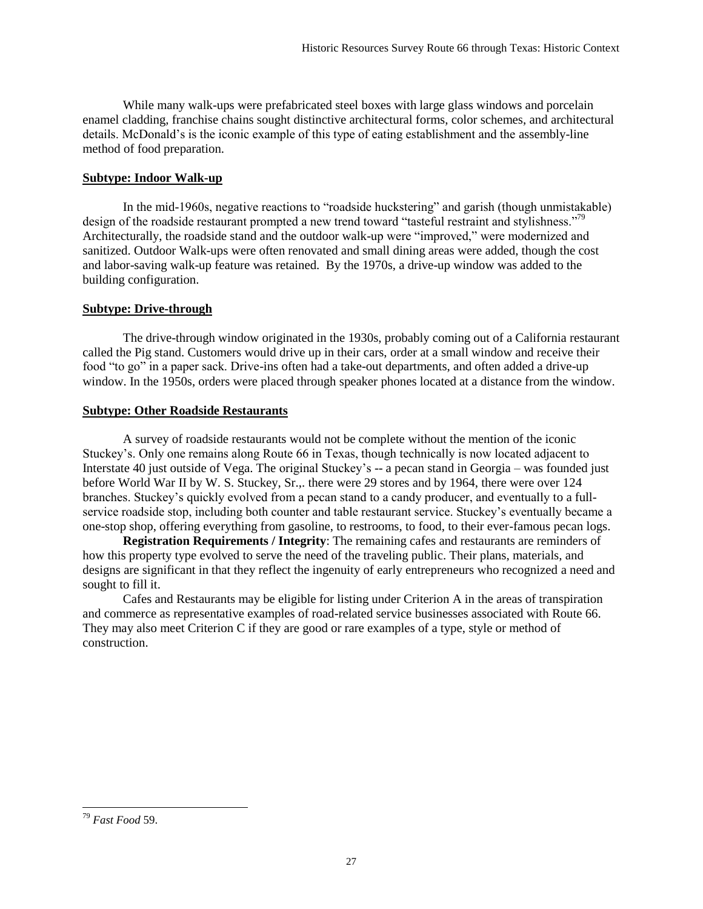While many walk-ups were prefabricated steel boxes with large glass windows and porcelain enamel cladding, franchise chains sought distinctive architectural forms, color schemes, and architectural details. McDonald's is the iconic example of this type of eating establishment and the assembly-line method of food preparation.

**Subtype: Indoor Walk-up**

In the mid-1960s, negative reactions to "roadside huckstering" and garish (though unmistakable) design of the roadside restaurant prompted a new trend toward "tasteful restraint and stylishness."[79] Architecturally, the roadside stand and the outdoor walk-up were "improved," were modernized and sanitized. Outdoor Walk-ups were often renovated and small dining areas were added, though the cost and labor-saving walk-up feature was retained. By the 1970s, a drive-up window was added to the building configuration.

**Subtype: Drive-through**

The drive-through window originated in the 1930s, probably coming out of a California restaurant called the Pig stand. Customers would drive up in their cars, order at a small window and receive their food "to go" in a paper sack. Drive-ins often had a take-out departments, and often added a drive-up window. In the 1950s, orders were placed through speaker phones located at a distance from the window.

**Subtype: Other Roadside Restaurants**

A survey of roadside restaurants would not be complete without the mention of the iconic Stuckey's. Only one remains along Route 66 in Texas, though technically is now located adjacent to Interstate 40 just outside of Vega. The original Stuckey's -- a pecan stand in Georgia – was founded just before World War II by W. S. Stuckey, Sr.,. there were 29 stores and by 1964, there were over 124 branches. Stuckey's quickly evolved from a pecan stand to a candy producer, and eventually to a full-service roadside stop, including both counter and table restaurant service. Stuckey's eventually became a one-stop shop, offering everything from gasoline, to restrooms, to food, to their ever-famous pecan logs.

**Registration Requirements / Integrity**: The remaining cafes and restaurants are reminders of how this property type evolved to serve the need of the traveling public. Their plans, materials, and designs are significant in that they reflect the ingenuity of early entrepreneurs who recognized a need and sought to fill it.

Cafes and Restaurants may be eligible for listing under Criterion A in the areas of transpiration and commerce as representative examples of road-related service businesses associated with Route 66. They may also meet Criterion C if they are good or rare examples of a type, style or method of construction.

---

[79] *Fast Food* 59.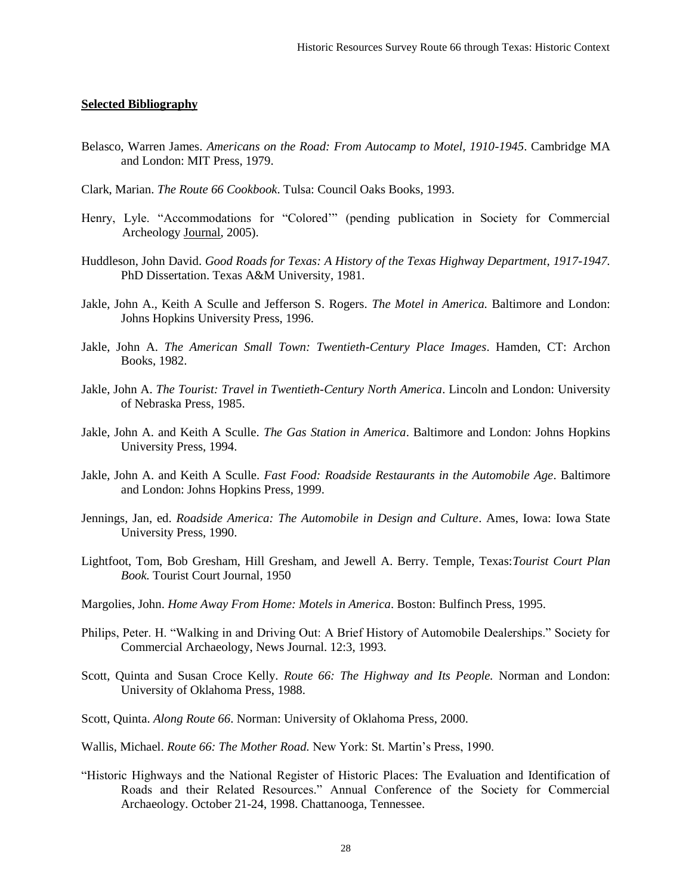## **Selected Bibliography**

Belasco, Warren James. *Americans on the Road: From Autocamp to Motel, 1910-1945*. Cambridge MA and London: MIT Press, 1979.

Clark, Marian. *The Route 66 Cookbook*. Tulsa: Council Oaks Books, 1993.

Henry, Lyle. "Accommodations for "Colored"" (pending publication in Society for Commercial Archeology Journal, 2005).

Huddleson, John David. *Good Roads for Texas: A History of the Texas Highway Department, 1917-1947*. PhD Dissertation. Texas A&M University, 1981.

Jakle, John A., Keith A Sculle and Jefferson S. Rogers. *The Motel in America.* Baltimore and London: Johns Hopkins University Press, 1996.

Jakle, John A. *The American Small Town: Twentieth-Century Place Images*. Hamden, CT: Archon Books, 1982.

Jakle, John A. *The Tourist: Travel in Twentieth-Century North America*. Lincoln and London: University of Nebraska Press, 1985.

Jakle, John A. and Keith A Sculle. *The Gas Station in America*. Baltimore and London: Johns Hopkins University Press, 1994.

Jakle, John A. and Keith A Sculle. *Fast Food: Roadside Restaurants in the Automobile Age*. Baltimore and London: Johns Hopkins Press, 1999.

Jennings, Jan, ed. *Roadside America: The Automobile in Design and Culture*. Ames, Iowa: Iowa State University Press, 1990.

Lightfoot, Tom, Bob Gresham, Hill Gresham, and Jewell A. Berry. Temple, Texas:*Tourist Court Plan Book.* Tourist Court Journal, 1950

Margolies, John. *Home Away From Home: Motels in America*. Boston: Bulfinch Press, 1995.

Philips, Peter. H. "Walking in and Driving Out: A Brief History of Automobile Dealerships." Society for Commercial Archaeology, News Journal. 12:3, 1993.

Scott, Quinta and Susan Croce Kelly. *Route 66: The Highway and Its People.* Norman and London: University of Oklahoma Press, 1988.

Scott, Quinta. *Along Route 66*. Norman: University of Oklahoma Press, 2000.

Wallis, Michael. *Route 66: The Mother Road.* New York: St. Martin's Press, 1990.

"Historic Highways and the National Register of Historic Places: The Evaluation and Identification of Roads and their Related Resources." Annual Conference of the Society for Commercial Archaeology. October 21-24, 1998. Chattanooga, Tennessee.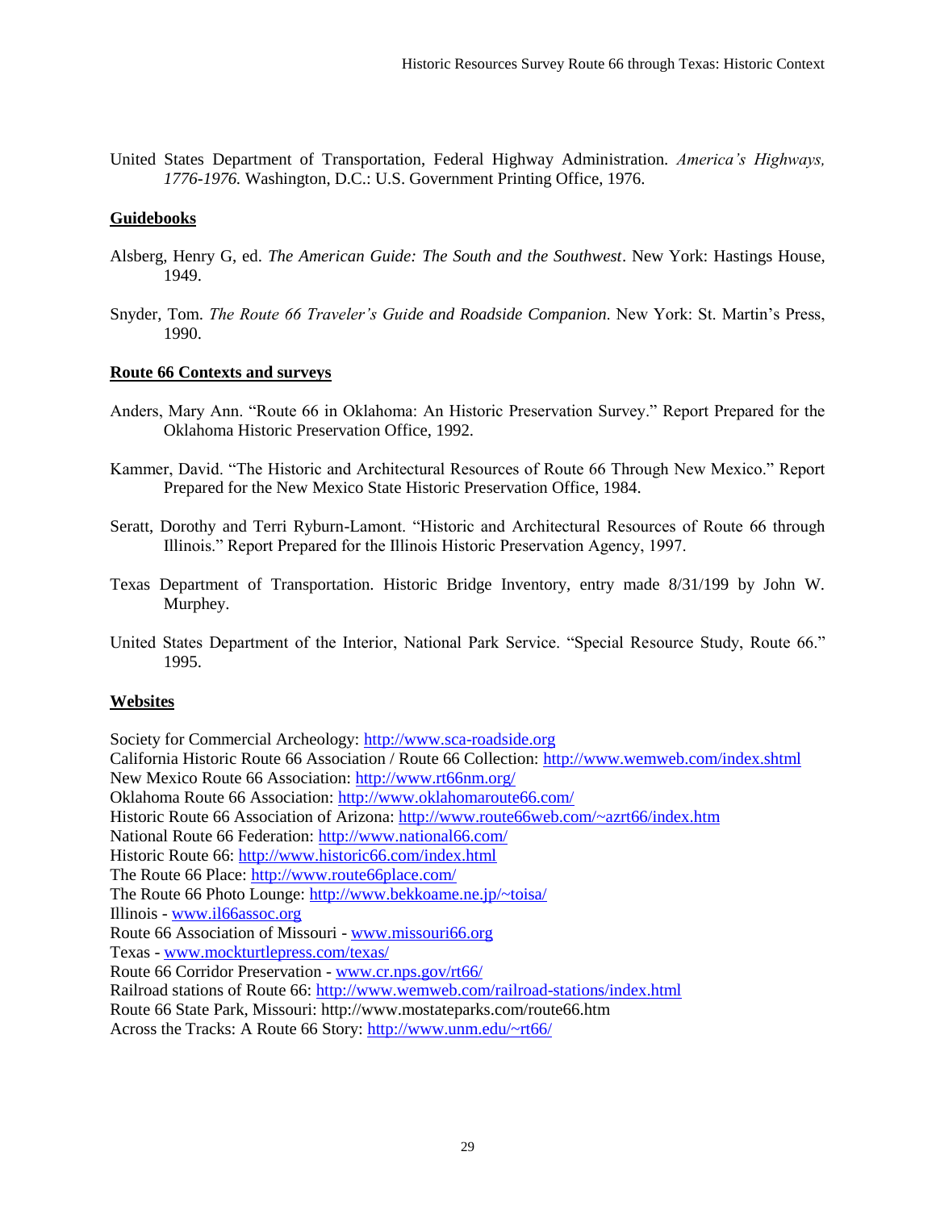United States Department of Transportation, Federal Highway Administration. *America's Highways, 1776-1976.* Washington, D.C.: U.S. Government Printing Office, 1976.

**Guidebooks**

Alsberg, Henry G, ed. *The American Guide: The South and the Southwest*. New York: Hastings House, 1949.

Snyder, Tom. *The Route 66 Traveler's Guide and Roadside Companion*. New York: St. Martin's Press, 1990.

**Route 66 Contexts and surveys**

Anders, Mary Ann. "Route 66 in Oklahoma: An Historic Preservation Survey." Report Prepared for the Oklahoma Historic Preservation Office, 1992.

Kammer, David. "The Historic and Architectural Resources of Route 66 Through New Mexico." Report Prepared for the New Mexico State Historic Preservation Office, 1984.

Seratt, Dorothy and Terri Ryburn-Lamont. "Historic and Architectural Resources of Route 66 through Illinois." Report Prepared for the Illinois Historic Preservation Agency, 1997.

Texas Department of Transportation. Historic Bridge Inventory, entry made 8/31/199 by John W. Murphey.

United States Department of the Interior, National Park Service. "Special Resource Study, Route 66." 1995.

**Websites**

Society for Commercial Archeology: http://www.sca-roadside.org
California Historic Route 66 Association / Route 66 Collection: http://www.wemweb.com/index.shtml
New Mexico Route 66 Association: http://www.rt66nm.org/
Oklahoma Route 66 Association: http://www.oklahomaroute66.com/
Historic Route 66 Association of Arizona: http://www.route66web.com/~azrt66/index.htm
National Route 66 Federation: http://www.national66.com/
Historic Route 66: http://www.historic66.com/index.html
The Route 66 Place: http://www.route66place.com/
The Route 66 Photo Lounge: http://www.bekkoame.ne.jp/~toisa/
Illinois - www.il66assoc.org
Route 66 Association of Missouri - www.missouri66.org
Texas - www.mockturtlepress.com/texas/
Route 66 Corridor Preservation - www.cr.nps.gov/rt66/
Railroad stations of Route 66: http://www.wemweb.com/railroad-stations/index.html
Route 66 State Park, Missouri: http://www.mostateparks.com/route66.htm
Across the Tracks: A Route 66 Story: http://www.unm.edu/~rt66/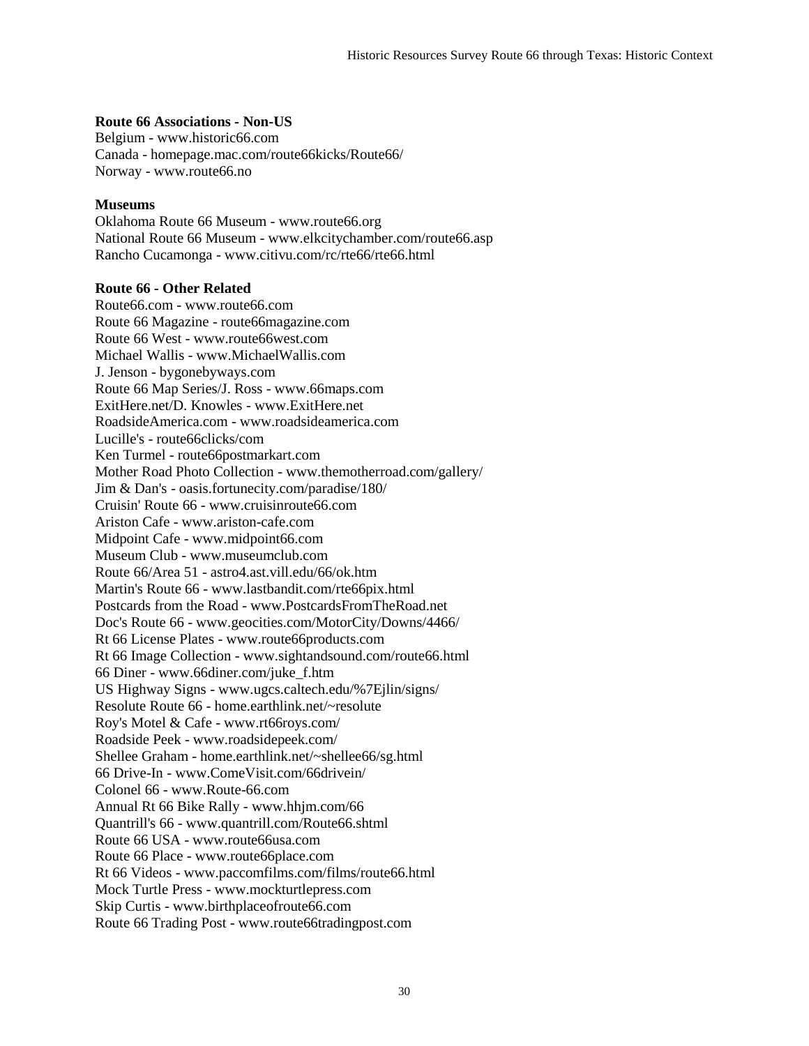**Route 66 Associations - Non-US**

Belgium - www.historic66.com
Canada - homepage.mac.com/route66kicks/Route66/
Norway - www.route66.no

**Museums**

Oklahoma Route 66 Museum - www.route66.org
National Route 66 Museum - www.elkcitychamber.com/route66.asp
Rancho Cucamonga - www.citivu.com/rc/rte66/rte66.html

**Route 66 - Other Related**

Route66.com - www.route66.com
Route 66 Magazine - route66magazine.com
Route 66 West - www.route66west.com
Michael Wallis - www.MichaelWallis.com
J. Jenson - bygonebyways.com
Route 66 Map Series/J. Ross - www.66maps.com
ExitHere.net/D. Knowles - www.ExitHere.net
RoadsideAmerica.com - www.roadsideamerica.com
Lucille's - route66clicks/com
Ken Turmel - route66postmarkart.com
Mother Road Photo Collection - www.themotherroad.com/gallery/
Jim & Dan's - oasis.fortunecity.com/paradise/180/
Cruisin' Route 66 - www.cruisinroute66.com
Ariston Cafe - www.ariston-cafe.com
Midpoint Cafe - www.midpoint66.com
Museum Club - www.museumclub.com
Route 66/Area 51 - astro4.ast.vill.edu/66/ok.htm
Martin's Route 66 - www.lastbandit.com/rte66pix.html
Postcards from the Road - www.PostcardsFromTheRoad.net
Doc's Route 66 - www.geocities.com/MotorCity/Downs/4466/
Rt 66 License Plates - www.route66products.com
Rt 66 Image Collection - www.sightandsound.com/route66.html
66 Diner - www.66diner.com/juke_f.htm
US Highway Signs - www.ugcs.caltech.edu/%7Ejlin/signs/
Resolute Route 66 - home.earthlink.net/~resolute
Roy's Motel & Cafe - www.rt66roys.com/
Roadside Peek - www.roadsidepeek.com/
Shellee Graham - home.earthlink.net/~shellee66/sg.html
66 Drive-In - www.ComeVisit.com/66drivein/
Colonel 66 - www.Route-66.com
Annual Rt 66 Bike Rally - www.hhjm.com/66
Quantrill's 66 - www.quantrill.com/Route66.shtml
Route 66 USA - www.route66usa.com
Route 66 Place - www.route66place.com
Rt 66 Videos - www.paccomfilms.com/films/route66.html
Mock Turtle Press - www.mockturtlepress.com
Skip Curtis - www.birthplaceofroute66.com
Route 66 Trading Post - www.route66tradingpost.com